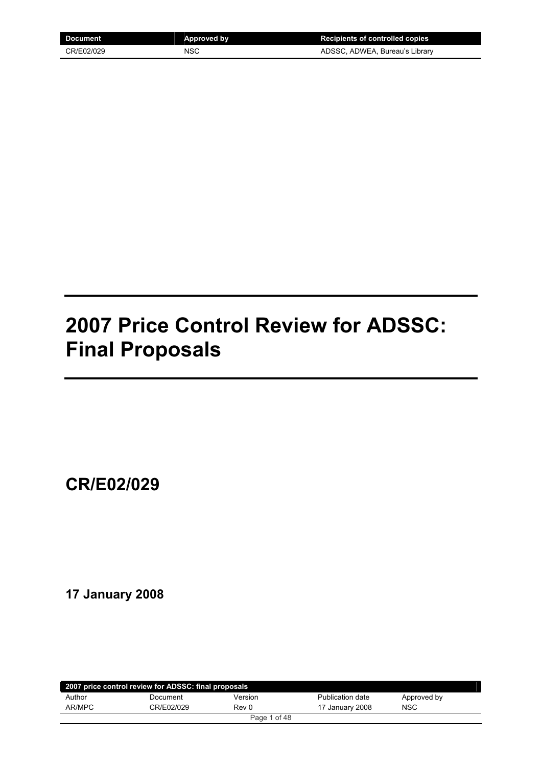| Document | Approved by | Recipients of controlled copies |
| --- | --- | --- |
| CR/E02/029 | NSC | ADSSC, ADWEA, Bureau's Library |

# 2007 Price Control Review for ADSSC: Final Proposals

## CR/E02/029

**17 January 2008**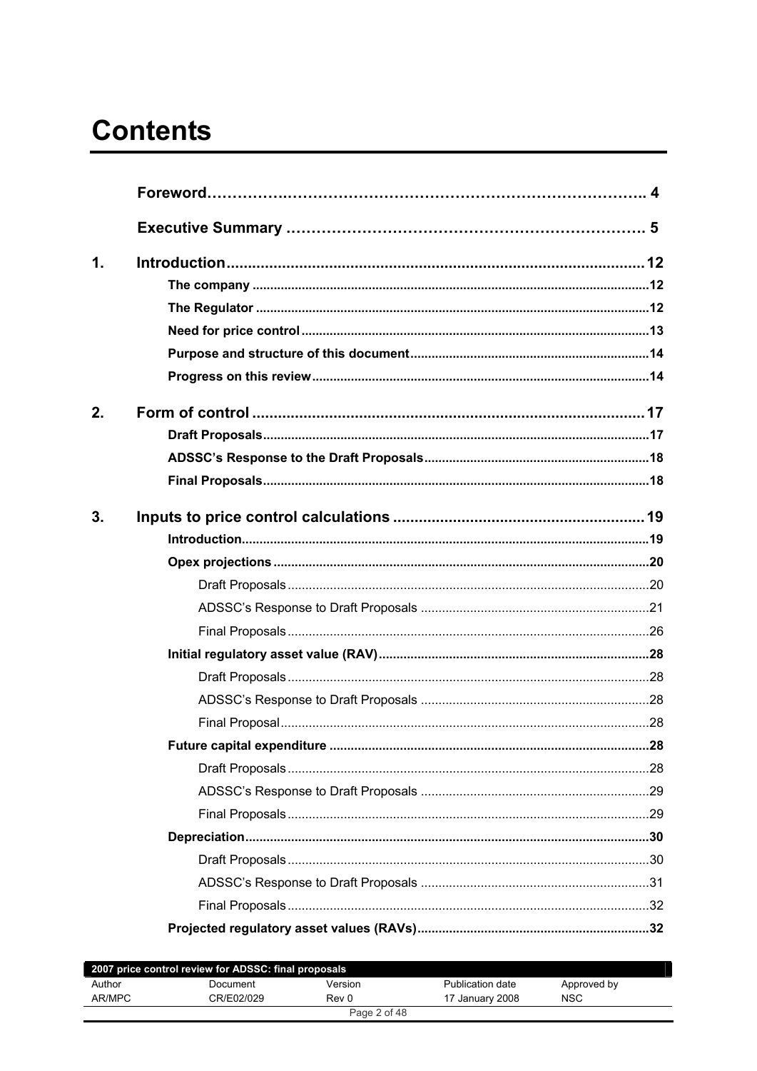# Contents

**Foreword ... 4**

**Executive Summary ... 5**

**1. Introduction ... 12**

- **The company ... 12**
- **The Regulator ... 12**
- **Need for price control ... 13**
- **Purpose and structure of this document ... 14**
- **Progress on this review ... 14**

**2. Form of control ... 17**

- **Draft Proposals ... 17**
- **ADSSC's Response to the Draft Proposals ... 18**
- **Final Proposals ... 18**

**3. Inputs to price control calculations ... 19**

- **Introduction ... 19**
- **Opex projections ... 20**
  - Draft Proposals ... 20
  - ADSSC's Response to Draft Proposals ... 21
  - Final Proposals ... 26
- **Initial regulatory asset value (RAV) ... 28**
  - Draft Proposals ... 28
  - ADSSC's Response to Draft Proposals ... 28
  - Final Proposal ... 28
- **Future capital expenditure ... 28**
  - Draft Proposals ... 28
  - ADSSC's Response to Draft Proposals ... 29
  - Final Proposals ... 29
- **Depreciation ... 30**
  - Draft Proposals ... 30
  - ADSSC's Response to Draft Proposals ... 31
  - Final Proposals ... 32
- **Projected regulatory asset values (RAVs) ... 32**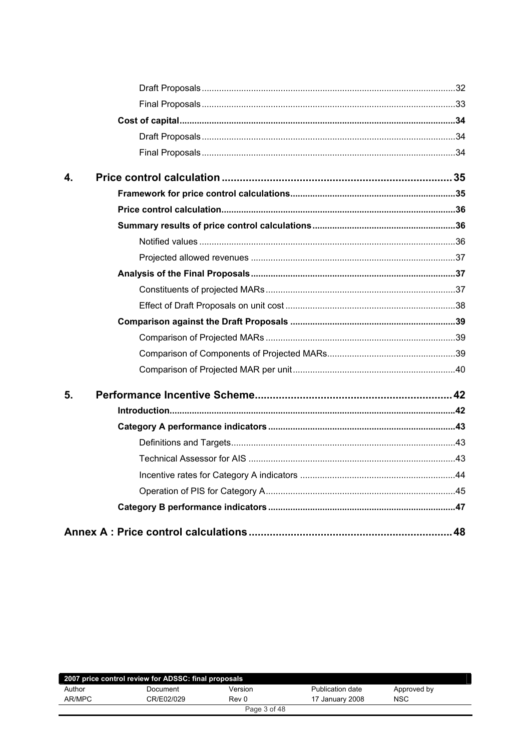Draft Proposals .....32

Final Proposals .....33

**Cost of capital .....34**

Draft Proposals .....34

Final Proposals .....34

**4. Price control calculation .....35**

**Framework for price control calculations .....35**

**Price control calculation .....36**

**Summary results of price control calculations .....36**

Notified values .....36

Projected allowed revenues .....37

**Analysis of the Final Proposals .....37**

Constituents of projected MARs .....37

Effect of Draft Proposals on unit cost .....38

**Comparison against the Draft Proposals .....39**

Comparison of Projected MARs .....39

Comparison of Components of Projected MARs .....39

Comparison of Projected MAR per unit .....40

**5. Performance Incentive Scheme .....42**

**Introduction .....42**

**Category A performance indicators .....43**

Definitions and Targets .....43

Technical Assessor for AIS .....43

Incentive rates for Category A indicators .....44

Operation of PIS for Category A .....45

**Category B performance indicators .....47**

**Annex A : Price control calculations .....48**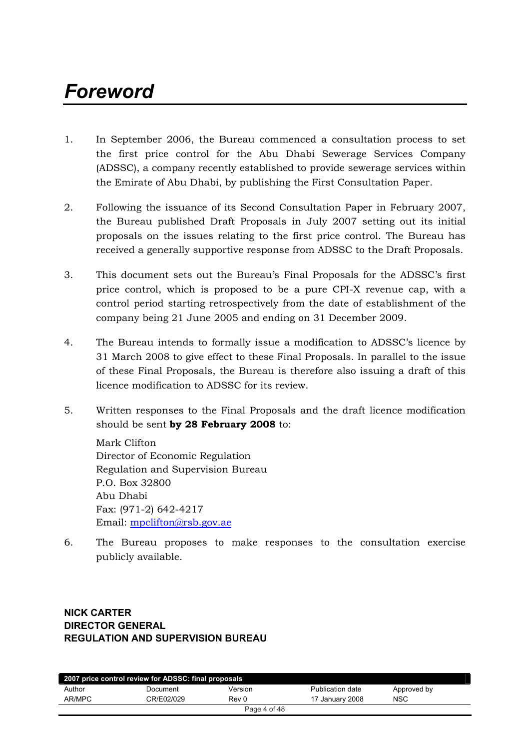# *Foreword*

1. In September 2006, the Bureau commenced a consultation process to set the first price control for the Abu Dhabi Sewerage Services Company (ADSSC), a company recently established to provide sewerage services within the Emirate of Abu Dhabi, by publishing the First Consultation Paper.

2. Following the issuance of its Second Consultation Paper in February 2007, the Bureau published Draft Proposals in July 2007 setting out its initial proposals on the issues relating to the first price control. The Bureau has received a generally supportive response from ADSSC to the Draft Proposals.

3. This document sets out the Bureau's Final Proposals for the ADSSC's first price control, which is proposed to be a pure CPI-X revenue cap, with a control period starting retrospectively from the date of establishment of the company being 21 June 2005 and ending on 31 December 2009.

4. The Bureau intends to formally issue a modification to ADSSC's licence by 31 March 2008 to give effect to these Final Proposals. In parallel to the issue of these Final Proposals, the Bureau is therefore also issuing a draft of this licence modification to ADSSC for its review.

5. Written responses to the Final Proposals and the draft licence modification should be sent **by 28 February 2008** to:

   Mark Clifton
   Director of Economic Regulation
   Regulation and Supervision Bureau
   P.O. Box 32800
   Abu Dhabi
   Fax: (971-2) 642-4217
   Email: mpclifton@rsb.gov.ae

6. The Bureau proposes to make responses to the consultation exercise publicly available.

**NICK CARTER**
**DIRECTOR GENERAL**
**REGULATION AND SUPERVISION BUREAU**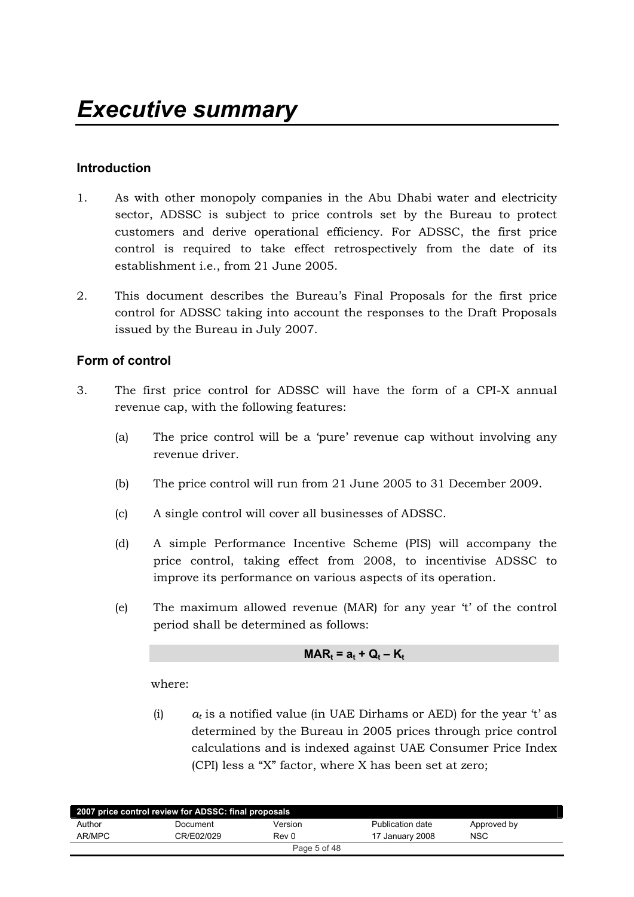# *Executive summary*

### Introduction

1. As with other monopoly companies in the Abu Dhabi water and electricity sector, ADSSC is subject to price controls set by the Bureau to protect customers and derive operational efficiency. For ADSSC, the first price control is required to take effect retrospectively from the date of its establishment i.e., from 21 June 2005.

2. This document describes the Bureau's Final Proposals for the first price control for ADSSC taking into account the responses to the Draft Proposals issued by the Bureau in July 2007.

### Form of control

3. The first price control for ADSSC will have the form of a CPI-X annual revenue cap, with the following features:

   (a) The price control will be a 'pure' revenue cap without involving any revenue driver.

   (b) The price control will run from 21 June 2005 to 31 December 2009.

   (c) A single control will cover all businesses of ADSSC.

   (d) A simple Performance Incentive Scheme (PIS) will accompany the price control, taking effect from 2008, to incentivise ADSSC to improve its performance on various aspects of its operation.

   (e) The maximum allowed revenue (MAR) for any year 't' of the control period shall be determined as follows:

   $$MAR_t = a_t + Q_t - K_t$$

   where:

   (i) $a_t$ is a notified value (in UAE Dirhams or AED) for the year 't' as determined by the Bureau in 2005 prices through price control calculations and is indexed against UAE Consumer Price Index (CPI) less a "X" factor, where X has been set at zero;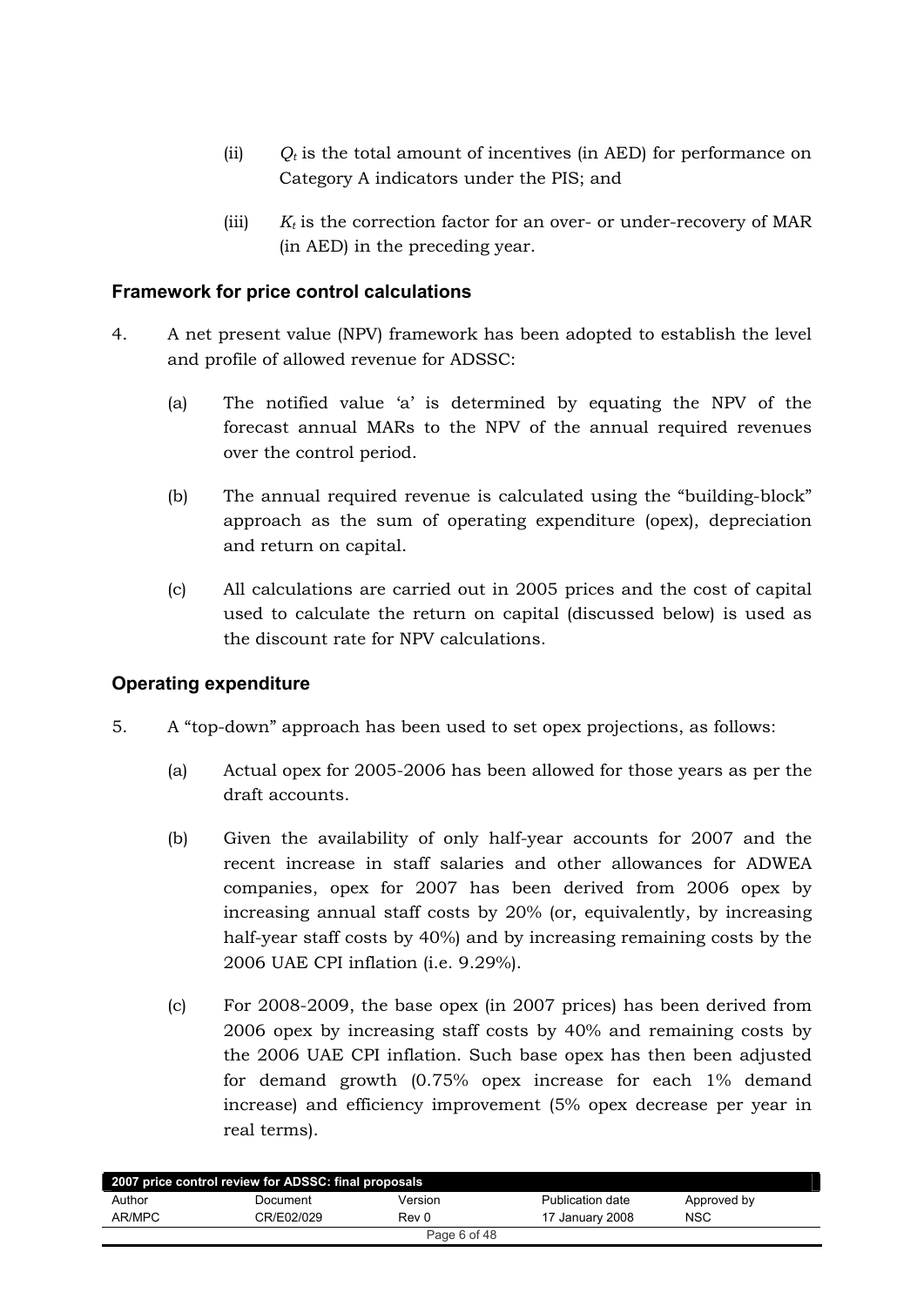(ii) $Q_t$ is the total amount of incentives (in AED) for performance on Category A indicators under the PIS; and

(iii) $K_t$ is the correction factor for an over- or under-recovery of MAR (in AED) in the preceding year.

### Framework for price control calculations

4. A net present value (NPV) framework has been adopted to establish the level and profile of allowed revenue for ADSSC:

   (a) The notified value 'a' is determined by equating the NPV of the forecast annual MARs to the NPV of the annual required revenues over the control period.

   (b) The annual required revenue is calculated using the "building-block" approach as the sum of operating expenditure (opex), depreciation and return on capital.

   (c) All calculations are carried out in 2005 prices and the cost of capital used to calculate the return on capital (discussed below) is used as the discount rate for NPV calculations.

### Operating expenditure

5. A "top-down" approach has been used to set opex projections, as follows:

   (a) Actual opex for 2005-2006 has been allowed for those years as per the draft accounts.

   (b) Given the availability of only half-year accounts for 2007 and the recent increase in staff salaries and other allowances for ADWEA companies, opex for 2007 has been derived from 2006 opex by increasing annual staff costs by 20% (or, equivalently, by increasing half-year staff costs by 40%) and by increasing remaining costs by the 2006 UAE CPI inflation (i.e. 9.29%).

   (c) For 2008-2009, the base opex (in 2007 prices) has been derived from 2006 opex by increasing staff costs by 40% and remaining costs by the 2006 UAE CPI inflation. Such base opex has then been adjusted for demand growth (0.75% opex increase for each 1% demand increase) and efficiency improvement (5% opex decrease per year in real terms).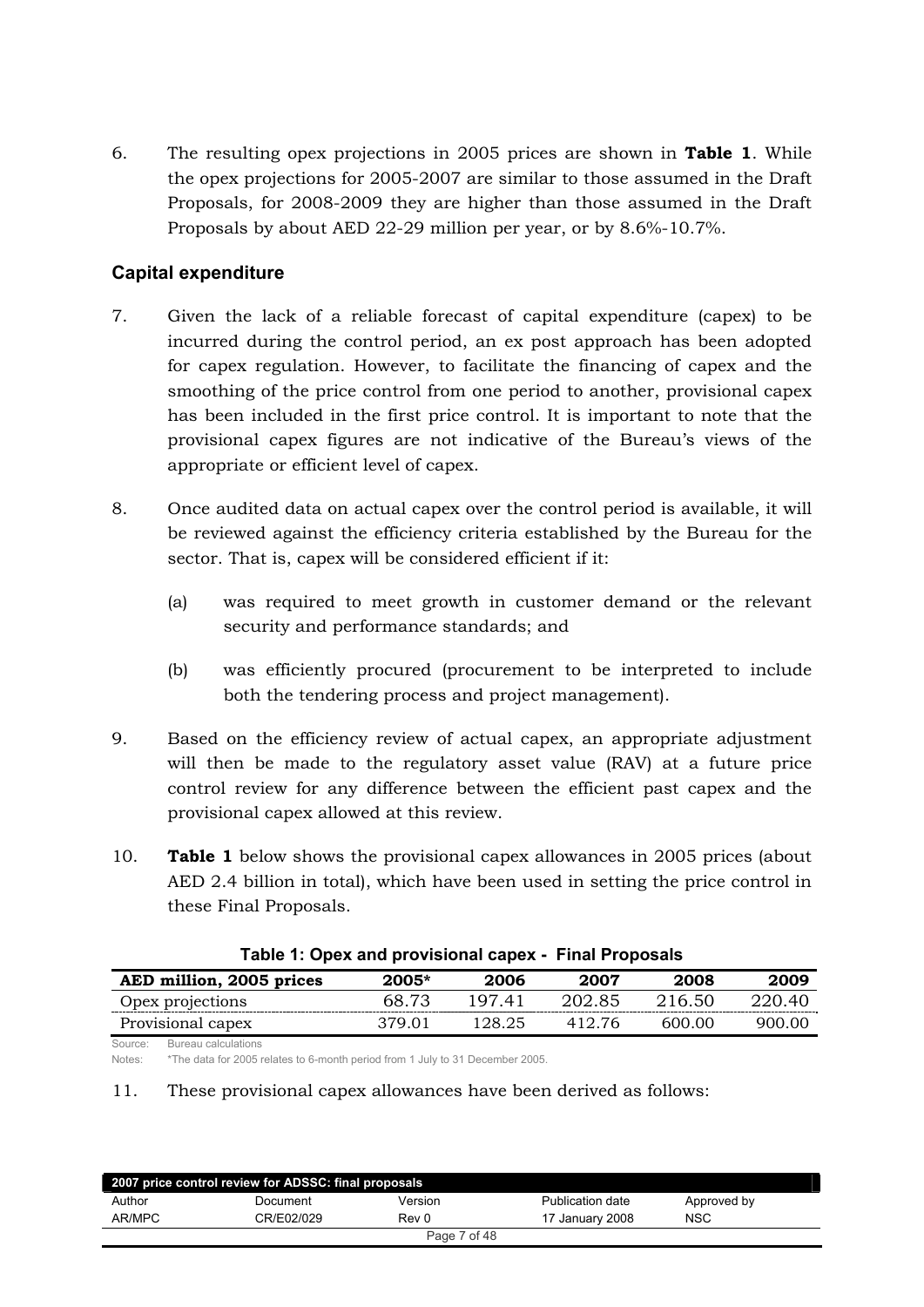6. The resulting opex projections in 2005 prices are shown in **Table 1**. While the opex projections for 2005-2007 are similar to those assumed in the Draft Proposals, for 2008-2009 they are higher than those assumed in the Draft Proposals by about AED 22-29 million per year, or by 8.6%-10.7%.

## Capital expenditure

7. Given the lack of a reliable forecast of capital expenditure (capex) to be incurred during the control period, an ex post approach has been adopted for capex regulation. However, to facilitate the financing of capex and the smoothing of the price control from one period to another, provisional capex has been included in the first price control. It is important to note that the provisional capex figures are not indicative of the Bureau's views of the appropriate or efficient level of capex.

8. Once audited data on actual capex over the control period is available, it will be reviewed against the efficiency criteria established by the Bureau for the sector. That is, capex will be considered efficient if it:

   (a) was required to meet growth in customer demand or the relevant security and performance standards; and

   (b) was efficiently procured (procurement to be interpreted to include both the tendering process and project management).

9. Based on the efficiency review of actual capex, an appropriate adjustment will then be made to the regulatory asset value (RAV) at a future price control review for any difference between the efficient past capex and the provisional capex allowed at this review.

10. **Table 1** below shows the provisional capex allowances in 2005 prices (about AED 2.4 billion in total), which have been used in setting the price control in these Final Proposals.

**Table 1: Opex and provisional capex - Final Proposals**

| AED million, 2005 prices | 2005* | 2006 | 2007 | 2008 | 2009 |
|---|---|---|---|---|---|
| Opex projections | 68.73 | 197.41 | 202.85 | 216.50 | 220.40 |
| Provisional capex | 379.01 | 128.25 | 412.76 | 600.00 | 900.00 |

Source: Bureau calculations

Notes: *The data for 2005 relates to 6-month period from 1 July to 31 December 2005.

11. These provisional capex allowances have been derived as follows: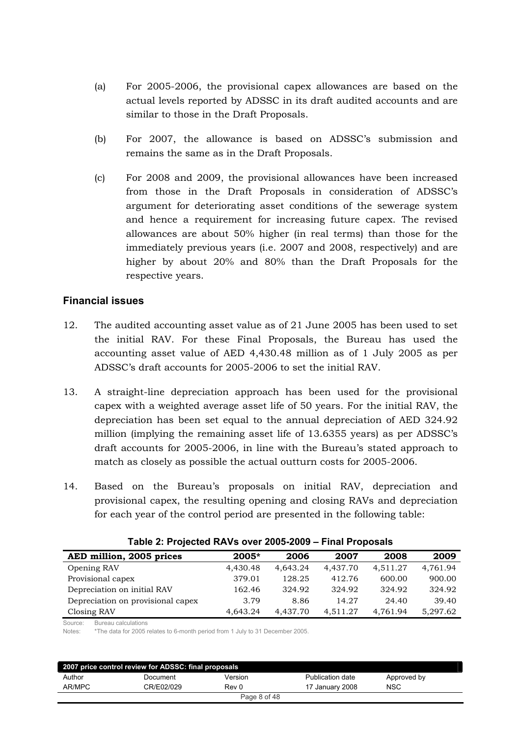(a) For 2005-2006, the provisional capex allowances are based on the actual levels reported by ADSSC in its draft audited accounts and are similar to those in the Draft Proposals.

(b) For 2007, the allowance is based on ADSSC's submission and remains the same as in the Draft Proposals.

(c) For 2008 and 2009, the provisional allowances have been increased from those in the Draft Proposals in consideration of ADSSC's argument for deteriorating asset conditions of the sewerage system and hence a requirement for increasing future capex. The revised allowances are about 50% higher (in real terms) than those for the immediately previous years (i.e. 2007 and 2008, respectively) and are higher by about 20% and 80% than the Draft Proposals for the respective years.

## Financial issues

12. The audited accounting asset value as of 21 June 2005 has been used to set the initial RAV. For these Final Proposals, the Bureau has used the accounting asset value of AED 4,430.48 million as of 1 July 2005 as per ADSSC's draft accounts for 2005-2006 to set the initial RAV.

13. A straight-line depreciation approach has been used for the provisional capex with a weighted average asset life of 50 years. For the initial RAV, the depreciation has been set equal to the annual depreciation of AED 324.92 million (implying the remaining asset life of 13.6355 years) as per ADSSC's draft accounts for 2005-2006, in line with the Bureau's stated approach to match as closely as possible the actual outturn costs for 2005-2006.

14. Based on the Bureau's proposals on initial RAV, depreciation and provisional capex, the resulting opening and closing RAVs and depreciation for each year of the control period are presented in the following table:

**Table 2: Projected RAVs over 2005-2009 – Final Proposals**

| AED million, 2005 prices | 2005* | 2006 | 2007 | 2008 | 2009 |
|---|---|---|---|---|---|
| Opening RAV | 4,430.48 | 4,643.24 | 4,437.70 | 4,511.27 | 4,761.94 |
| Provisional capex | 379.01 | 128.25 | 412.76 | 600.00 | 900.00 |
| Depreciation on initial RAV | 162.46 | 324.92 | 324.92 | 324.92 | 324.92 |
| Depreciation on provisional capex | 3.79 | 8.86 | 14.27 | 24.40 | 39.40 |
| Closing RAV | 4,643.24 | 4,437.70 | 4,511.27 | 4,761.94 | 5,297.62 |

Source: Bureau calculations

Notes: *The data for 2005 relates to 6-month period from 1 July to 31 December 2005.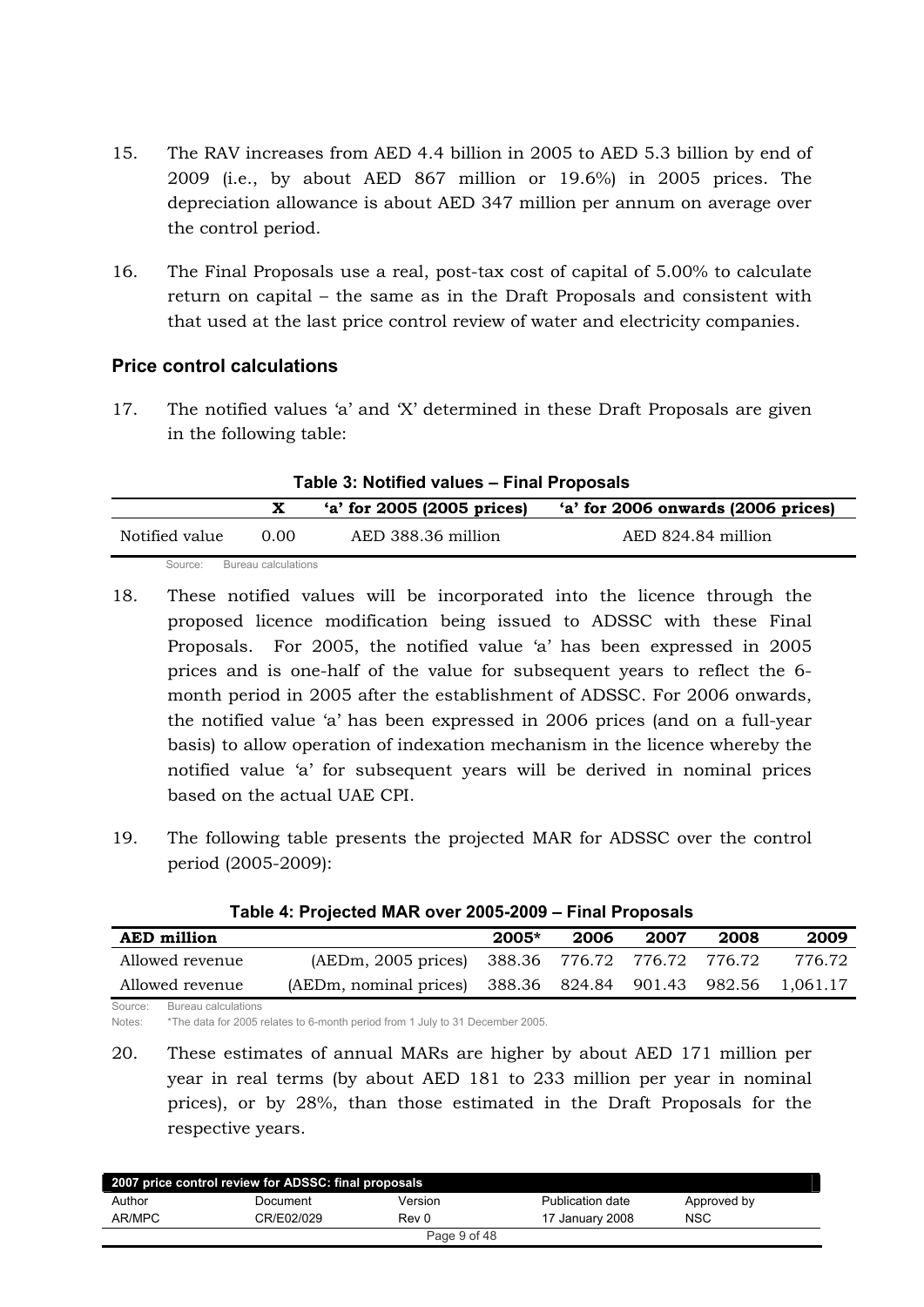15. The RAV increases from AED 4.4 billion in 2005 to AED 5.3 billion by end of 2009 (i.e., by about AED 867 million or 19.6%) in 2005 prices. The depreciation allowance is about AED 347 million per annum on average over the control period.

16. The Final Proposals use a real, post-tax cost of capital of 5.00% to calculate return on capital – the same as in the Draft Proposals and consistent with that used at the last price control review of water and electricity companies.

### Price control calculations

17. The notified values 'a' and 'X' determined in these Draft Proposals are given in the following table:

**Table 3: Notified values – Final Proposals**

| | X | 'a' for 2005 (2005 prices) | 'a' for 2006 onwards (2006 prices) |
|---|---|---|---|
| Notified value | 0.00 | AED 388.36 million | AED 824.84 million |

Source: Bureau calculations

18. These notified values will be incorporated into the licence through the proposed licence modification being issued to ADSSC with these Final Proposals. For 2005, the notified value 'a' has been expressed in 2005 prices and is one-half of the value for subsequent years to reflect the 6-month period in 2005 after the establishment of ADSSC. For 2006 onwards, the notified value 'a' has been expressed in 2006 prices (and on a full-year basis) to allow operation of indexation mechanism in the licence whereby the notified value 'a' for subsequent years will be derived in nominal prices based on the actual UAE CPI.

19. The following table presents the projected MAR for ADSSC over the control period (2005-2009):

**Table 4: Projected MAR over 2005-2009 – Final Proposals**

| AED million | | 2005* | 2006 | 2007 | 2008 | 2009 |
|---|---|---|---|---|---|---|
| Allowed revenue | (AEDm, 2005 prices) | 388.36 | 776.72 | 776.72 | 776.72 | 776.72 |
| Allowed revenue | (AEDm, nominal prices) | 388.36 | 824.84 | 901.43 | 982.56 | 1,061.17 |

Source: Bureau calculations

Notes: *The data for 2005 relates to 6-month period from 1 July to 31 December 2005.

20. These estimates of annual MARs are higher by about AED 171 million per year in real terms (by about AED 181 to 233 million per year in nominal prices), or by 28%, than those estimated in the Draft Proposals for the respective years.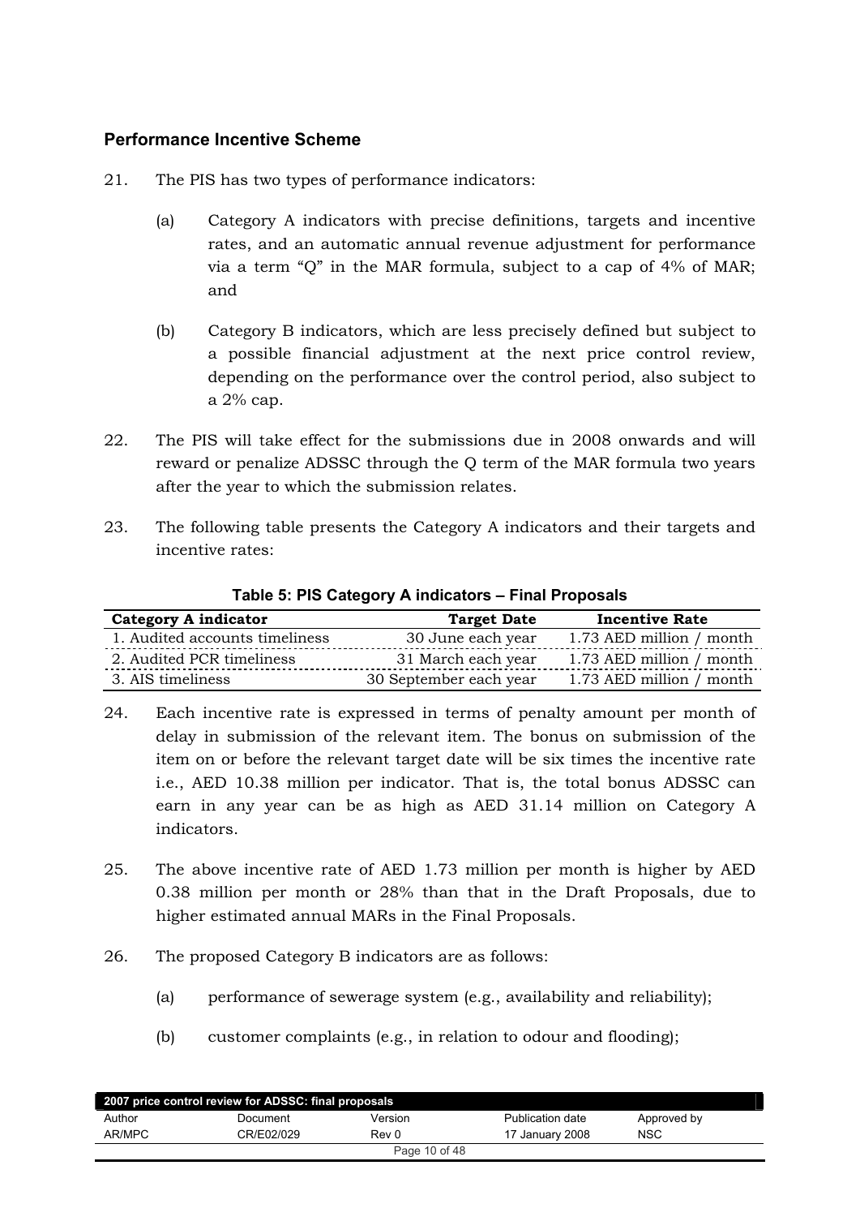## Performance Incentive Scheme

21. The PIS has two types of performance indicators:

    (a) Category A indicators with precise definitions, targets and incentive rates, and an automatic annual revenue adjustment for performance via a term "Q" in the MAR formula, subject to a cap of 4% of MAR; and

    (b) Category B indicators, which are less precisely defined but subject to a possible financial adjustment at the next price control review, depending on the performance over the control period, also subject to a 2% cap.

22. The PIS will take effect for the submissions due in 2008 onwards and will reward or penalize ADSSC through the Q term of the MAR formula two years after the year to which the submission relates.

23. The following table presents the Category A indicators and their targets and incentive rates:

**Table 5: PIS Category A indicators – Final Proposals**

| Category A indicator | Target Date | Incentive Rate |
|---|---|---|
| 1. Audited accounts timeliness | 30 June each year | 1.73 AED million / month |
| 2. Audited PCR timeliness | 31 March each year | 1.73 AED million / month |
| 3. AIS timeliness | 30 September each year | 1.73 AED million / month |

24. Each incentive rate is expressed in terms of penalty amount per month of delay in submission of the relevant item. The bonus on submission of the item on or before the relevant target date will be six times the incentive rate i.e., AED 10.38 million per indicator. That is, the total bonus ADSSC can earn in any year can be as high as AED 31.14 million on Category A indicators.

25. The above incentive rate of AED 1.73 million per month is higher by AED 0.38 million per month or 28% than that in the Draft Proposals, due to higher estimated annual MARs in the Final Proposals.

26. The proposed Category B indicators are as follows:

    (a) performance of sewerage system (e.g., availability and reliability);

    (b) customer complaints (e.g., in relation to odour and flooding);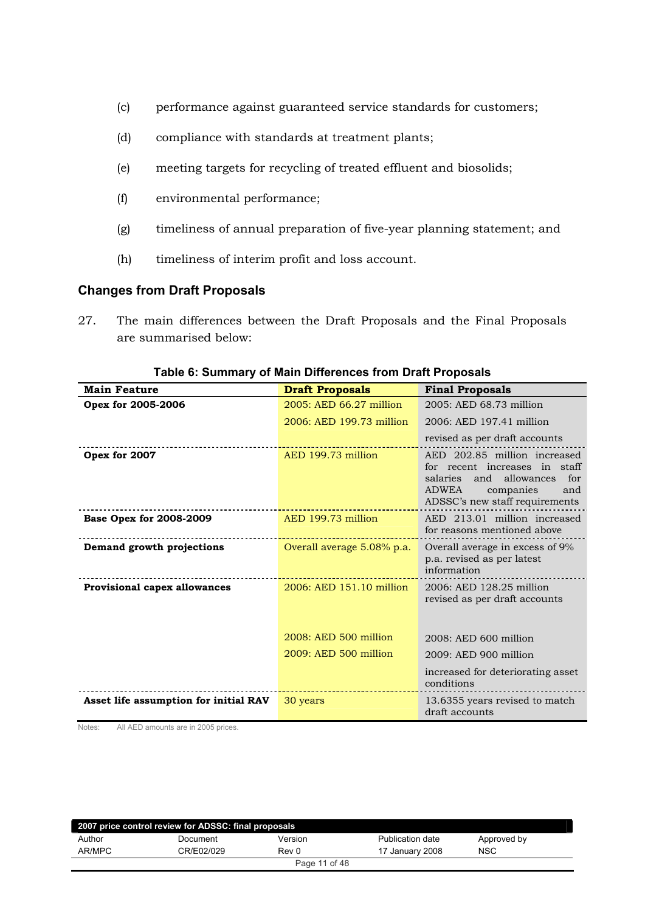(c) performance against guaranteed service standards for customers;

(d) compliance with standards at treatment plants;

(e) meeting targets for recycling of treated effluent and biosolids;

(f) environmental performance;

(g) timeliness of annual preparation of five-year planning statement; and

(h) timeliness of interim profit and loss account.

## Changes from Draft Proposals

27. The main differences between the Draft Proposals and the Final Proposals are summarised below:

**Table 6: Summary of Main Differences from Draft Proposals**

| Main Feature | Draft Proposals | Final Proposals |
|---|---|---|
| **Opex for 2005-2006** | 2005: AED 66.27 million<br>2006: AED 199.73 million | 2005: AED 68.73 million<br>2006: AED 197.41 million<br>revised as per draft accounts |
| **Opex for 2007** | AED 199.73 million | AED 202.85 million increased for recent increases in staff salaries and allowances for ADWEA companies and ADSSC's new staff requirements |
| **Base Opex for 2008-2009** | AED 199.73 million | AED 213.01 million increased for reasons mentioned above |
| **Demand growth projections** | Overall average 5.08% p.a. | Overall average in excess of 9% p.a. revised as per latest information |
| **Provisional capex allowances** | 2006: AED 151.10 million<br><br>2008: AED 500 million<br>2009: AED 500 million | 2006: AED 128.25 million revised as per draft accounts<br><br>2008: AED 600 million<br>2009: AED 900 million<br>increased for deteriorating asset conditions |
| **Asset life assumption for initial RAV** | 30 years | 13.6355 years revised to match draft accounts |

Notes: All AED amounts are in 2005 prices.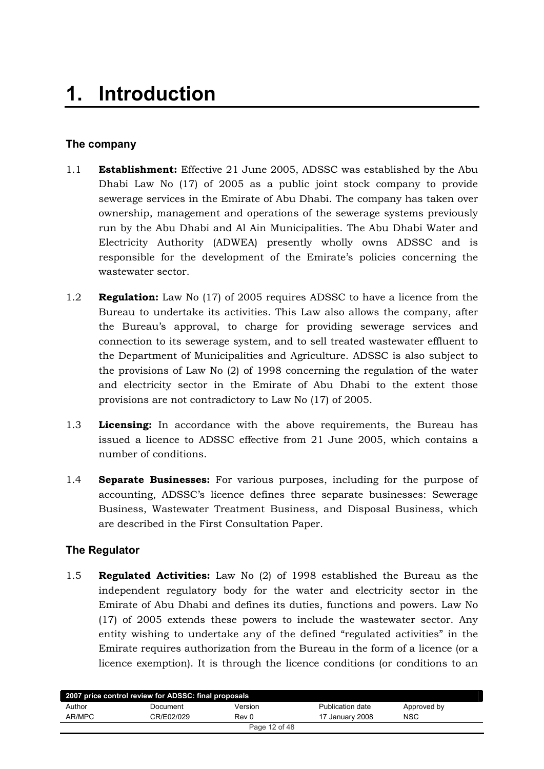# 1. Introduction

## The company

1.1 **Establishment:** Effective 21 June 2005, ADSSC was established by the Abu Dhabi Law No (17) of 2005 as a public joint stock company to provide sewerage services in the Emirate of Abu Dhabi. The company has taken over ownership, management and operations of the sewerage systems previously run by the Abu Dhabi and Al Ain Municipalities. The Abu Dhabi Water and Electricity Authority (ADWEA) presently wholly owns ADSSC and is responsible for the development of the Emirate's policies concerning the wastewater sector.

1.2 **Regulation:** Law No (17) of 2005 requires ADSSC to have a licence from the Bureau to undertake its activities. This Law also allows the company, after the Bureau's approval, to charge for providing sewerage services and connection to its sewerage system, and to sell treated wastewater effluent to the Department of Municipalities and Agriculture. ADSSC is also subject to the provisions of Law No (2) of 1998 concerning the regulation of the water and electricity sector in the Emirate of Abu Dhabi to the extent those provisions are not contradictory to Law No (17) of 2005.

1.3 **Licensing:** In accordance with the above requirements, the Bureau has issued a licence to ADSSC effective from 21 June 2005, which contains a number of conditions.

1.4 **Separate Businesses:** For various purposes, including for the purpose of accounting, ADSSC's licence defines three separate businesses: Sewerage Business, Wastewater Treatment Business, and Disposal Business, which are described in the First Consultation Paper.

## The Regulator

1.5 **Regulated Activities:** Law No (2) of 1998 established the Bureau as the independent regulatory body for the water and electricity sector in the Emirate of Abu Dhabi and defines its duties, functions and powers. Law No (17) of 2005 extends these powers to include the wastewater sector. Any entity wishing to undertake any of the defined "regulated activities" in the Emirate requires authorization from the Bureau in the form of a licence (or a licence exemption). It is through the licence conditions (or conditions to an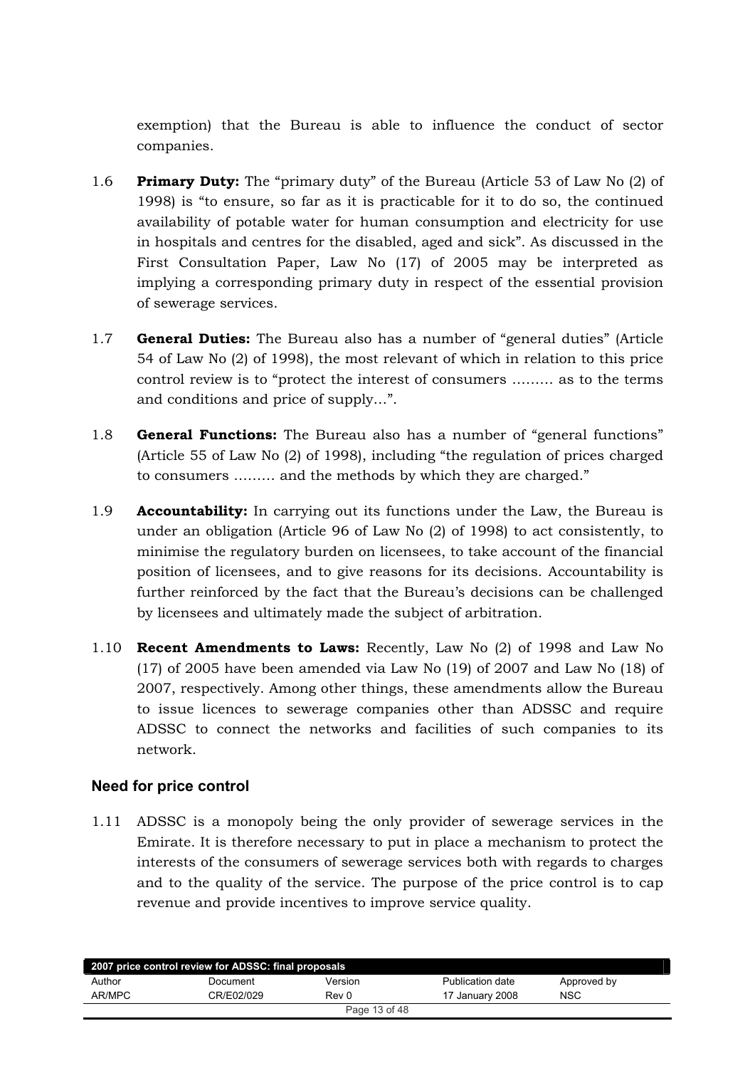exemption) that the Bureau is able to influence the conduct of sector companies.

1.6 **Primary Duty:** The "primary duty" of the Bureau (Article 53 of Law No (2) of 1998) is "to ensure, so far as it is practicable for it to do so, the continued availability of potable water for human consumption and electricity for use in hospitals and centres for the disabled, aged and sick". As discussed in the First Consultation Paper, Law No (17) of 2005 may be interpreted as implying a corresponding primary duty in respect of the essential provision of sewerage services.

1.7 **General Duties:** The Bureau also has a number of "general duties" (Article 54 of Law No (2) of 1998), the most relevant of which in relation to this price control review is to "protect the interest of consumers ……… as to the terms and conditions and price of supply…".

1.8 **General Functions:** The Bureau also has a number of "general functions" (Article 55 of Law No (2) of 1998), including "the regulation of prices charged to consumers ……… and the methods by which they are charged."

1.9 **Accountability:** In carrying out its functions under the Law, the Bureau is under an obligation (Article 96 of Law No (2) of 1998) to act consistently, to minimise the regulatory burden on licensees, to take account of the financial position of licensees, and to give reasons for its decisions. Accountability is further reinforced by the fact that the Bureau's decisions can be challenged by licensees and ultimately made the subject of arbitration.

1.10 **Recent Amendments to Laws:** Recently, Law No (2) of 1998 and Law No (17) of 2005 have been amended via Law No (19) of 2007 and Law No (18) of 2007, respectively. Among other things, these amendments allow the Bureau to issue licences to sewerage companies other than ADSSC and require ADSSC to connect the networks and facilities of such companies to its network.

## Need for price control

1.11 ADSSC is a monopoly being the only provider of sewerage services in the Emirate. It is therefore necessary to put in place a mechanism to protect the interests of the consumers of sewerage services both with regards to charges and to the quality of the service. The purpose of the price control is to cap revenue and provide incentives to improve service quality.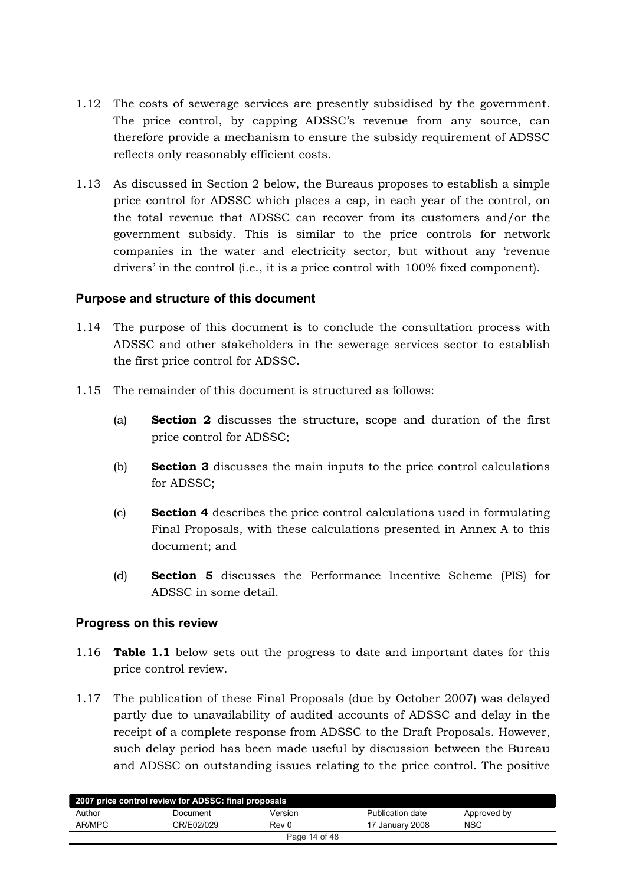1.12 The costs of sewerage services are presently subsidised by the government. The price control, by capping ADSSC's revenue from any source, can therefore provide a mechanism to ensure the subsidy requirement of ADSSC reflects only reasonably efficient costs.

1.13 As discussed in Section 2 below, the Bureaus proposes to establish a simple price control for ADSSC which places a cap, in each year of the control, on the total revenue that ADSSC can recover from its customers and/or the government subsidy. This is similar to the price controls for network companies in the water and electricity sector, but without any 'revenue drivers' in the control (i.e., it is a price control with 100% fixed component).

## Purpose and structure of this document

1.14 The purpose of this document is to conclude the consultation process with ADSSC and other stakeholders in the sewerage services sector to establish the first price control for ADSSC.

1.15 The remainder of this document is structured as follows:

(a) **Section 2** discusses the structure, scope and duration of the first price control for ADSSC;

(b) **Section 3** discusses the main inputs to the price control calculations for ADSSC;

(c) **Section 4** describes the price control calculations used in formulating Final Proposals, with these calculations presented in Annex A to this document; and

(d) **Section 5** discusses the Performance Incentive Scheme (PIS) for ADSSC in some detail.

## Progress on this review

1.16 **Table 1.1** below sets out the progress to date and important dates for this price control review.

1.17 The publication of these Final Proposals (due by October 2007) was delayed partly due to unavailability of audited accounts of ADSSC and delay in the receipt of a complete response from ADSSC to the Draft Proposals. However, such delay period has been made useful by discussion between the Bureau and ADSSC on outstanding issues relating to the price control. The positive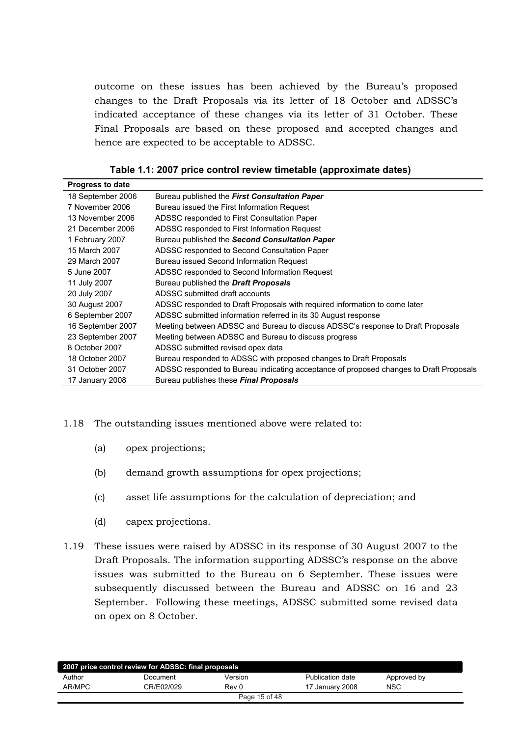outcome on these issues has been achieved by the Bureau's proposed changes to the Draft Proposals via its letter of 18 October and ADSSC's indicated acceptance of these changes via its letter of 31 October. These Final Proposals are based on these proposed and accepted changes and hence are expected to be acceptable to ADSSC.

**Table 1.1: 2007 price control review timetable (approximate dates)**

| Progress to date | |
|---|---|
| 18 September 2006 | Bureau published the ***First Consultation Paper*** |
| 7 November 2006 | Bureau issued the First Information Request |
| 13 November 2006 | ADSSC responded to First Consultation Paper |
| 21 December 2006 | ADSSC responded to First Information Request |
| 1 February 2007 | Bureau published the ***Second Consultation Paper*** |
| 15 March 2007 | ADSSC responded to Second Consultation Paper |
| 29 March 2007 | Bureau issued Second Information Request |
| 5 June 2007 | ADSSC responded to Second Information Request |
| 11 July 2007 | Bureau published the ***Draft Proposals*** |
| 20 July 2007 | ADSSC submitted draft accounts |
| 30 August 2007 | ADSSC responded to Draft Proposals with required information to come later |
| 6 September 2007 | ADSSC submitted information referred in its 30 August response |
| 16 September 2007 | Meeting between ADSSC and Bureau to discuss ADSSC's response to Draft Proposals |
| 23 September 2007 | Meeting between ADSSC and Bureau to discuss progress |
| 8 October 2007 | ADSSC submitted revised opex data |
| 18 October 2007 | Bureau responded to ADSSC with proposed changes to Draft Proposals |
| 31 October 2007 | ADSSC responded to Bureau indicating acceptance of proposed changes to Draft Proposals |
| 17 January 2008 | Bureau publishes these ***Final Proposals*** |

1.18 The outstanding issues mentioned above were related to:

(a) opex projections;

(b) demand growth assumptions for opex projections;

(c) asset life assumptions for the calculation of depreciation; and

(d) capex projections.

1.19 These issues were raised by ADSSC in its response of 30 August 2007 to the Draft Proposals. The information supporting ADSSC's response on the above issues was submitted to the Bureau on 6 September. These issues were subsequently discussed between the Bureau and ADSSC on 16 and 23 September. Following these meetings, ADSSC submitted some revised data on opex on 8 October.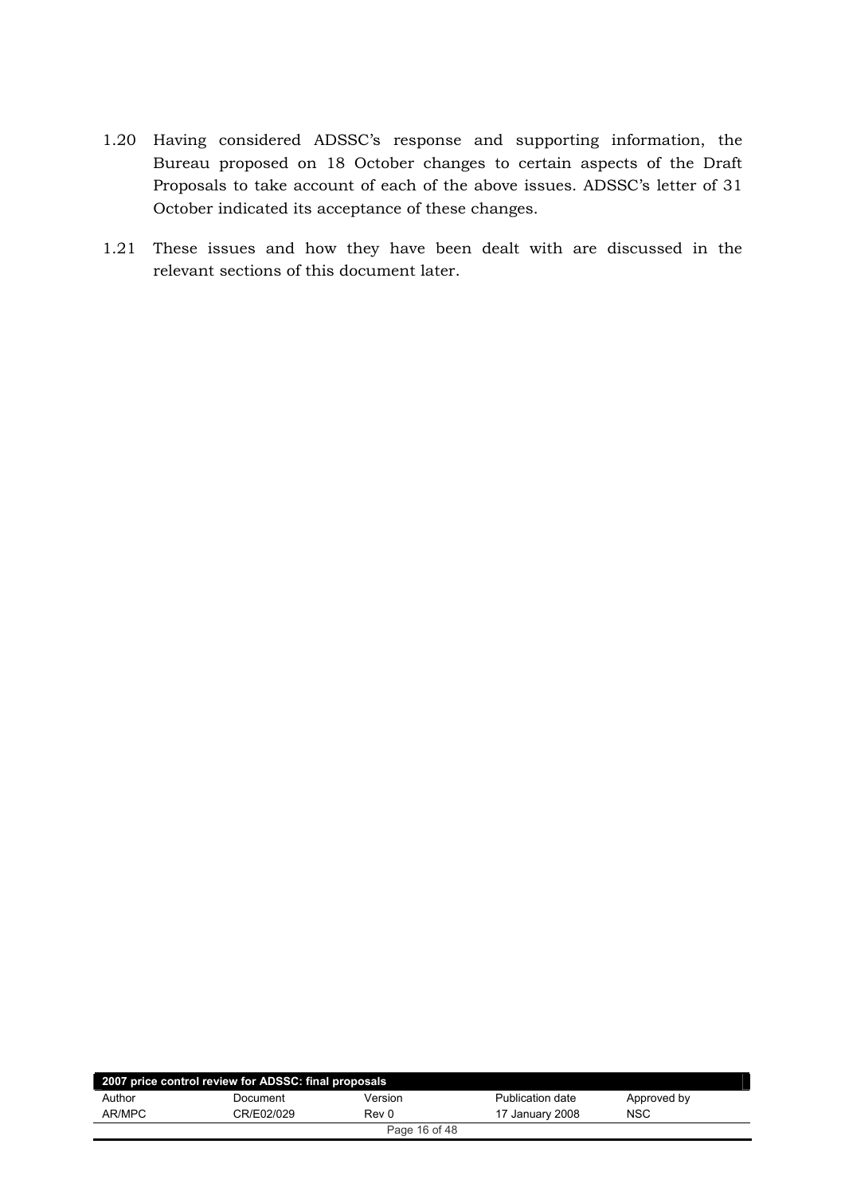1.20 Having considered ADSSC's response and supporting information, the Bureau proposed on 18 October changes to certain aspects of the Draft Proposals to take account of each of the above issues. ADSSC's letter of 31 October indicated its acceptance of these changes.

1.21 These issues and how they have been dealt with are discussed in the relevant sections of this document later.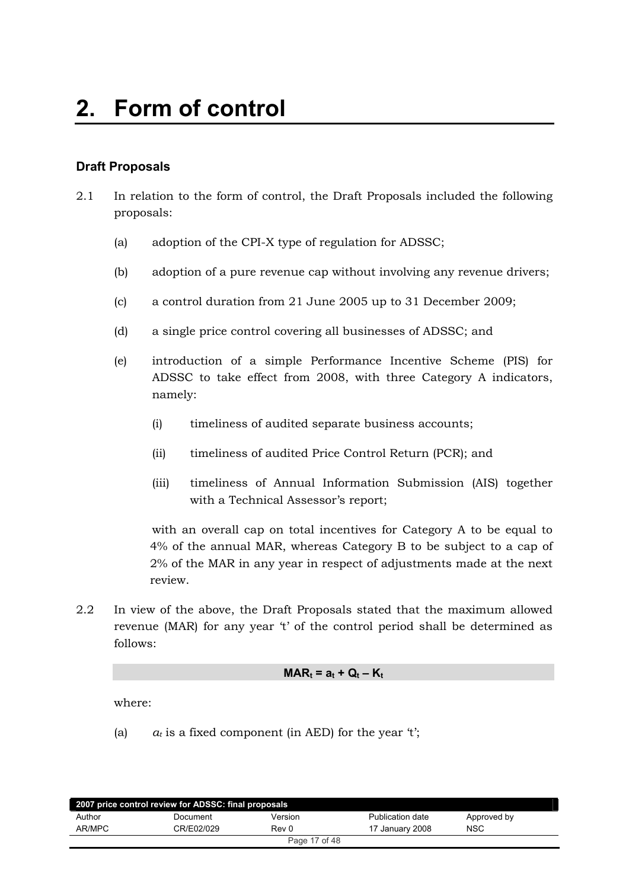# 2. Form of control

### Draft Proposals

2.1 In relation to the form of control, the Draft Proposals included the following proposals:

(a) adoption of the CPI-X type of regulation for ADSSC;

(b) adoption of a pure revenue cap without involving any revenue drivers;

(c) a control duration from 21 June 2005 up to 31 December 2009;

(d) a single price control covering all businesses of ADSSC; and

(e) introduction of a simple Performance Incentive Scheme (PIS) for ADSSC to take effect from 2008, with three Category A indicators, namely:

(i) timeliness of audited separate business accounts;

(ii) timeliness of audited Price Control Return (PCR); and

(iii) timeliness of Annual Information Submission (AIS) together with a Technical Assessor's report;

with an overall cap on total incentives for Category A to be equal to 4% of the annual MAR, whereas Category B to be subject to a cap of 2% of the MAR in any year in respect of adjustments made at the next review.

2.2 In view of the above, the Draft Proposals stated that the maximum allowed revenue (MAR) for any year 't' of the control period shall be determined as follows:

$$MAR_t = a_t + Q_t - K_t$$

where:

(a) $a_t$ is a fixed component (in AED) for the year 't';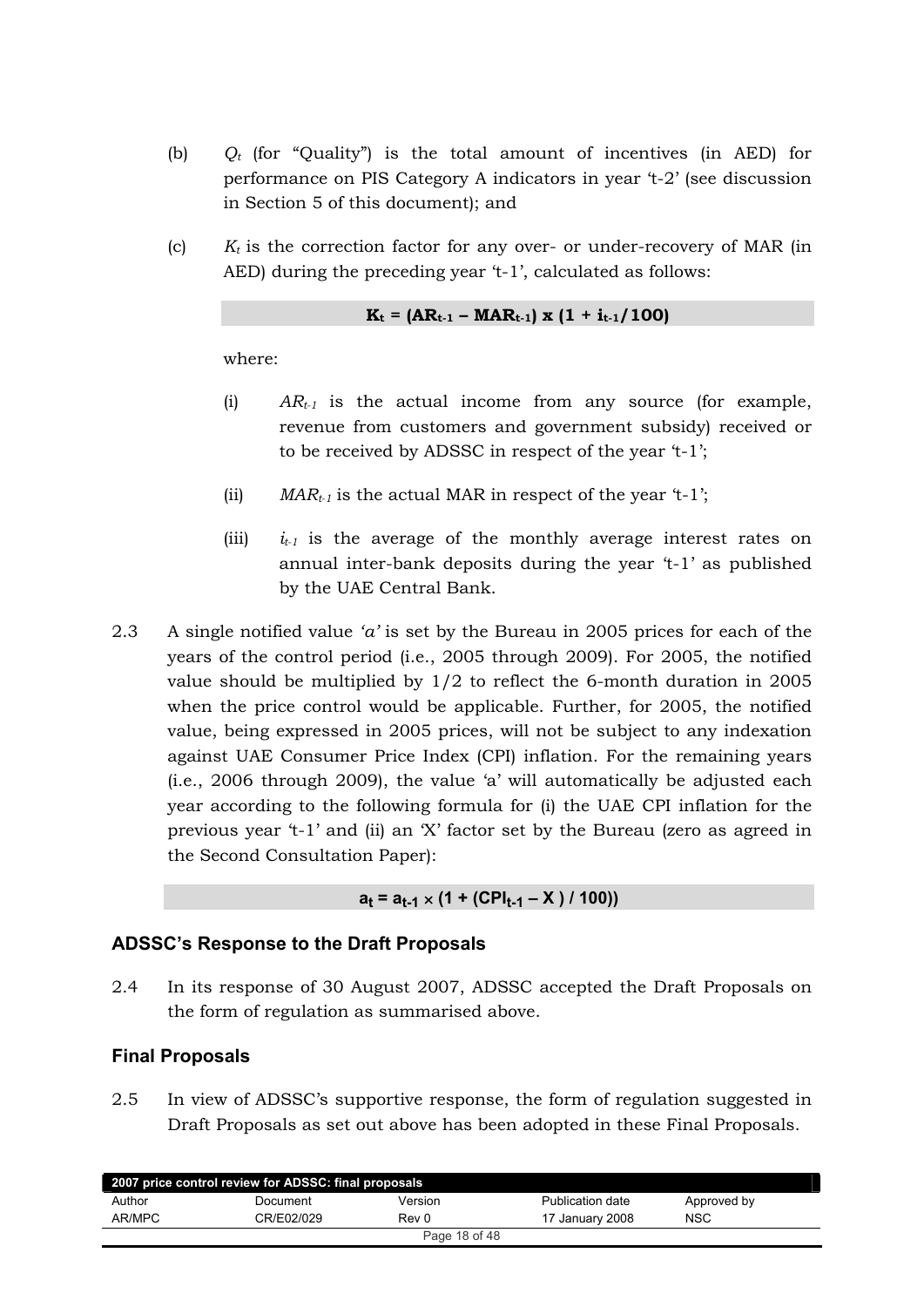(b) $Q_t$ (for "Quality") is the total amount of incentives (in AED) for performance on PIS Category A indicators in year 't-2' (see discussion in Section 5 of this document); and

(c) $K_t$ is the correction factor for any over- or under-recovery of MAR (in AED) during the preceding year 't-1', calculated as follows:

$$\mathbf{K_t = (AR_{t-1} - MAR_{t-1}) \times (1 + i_{t-1}/100)}$$

where:

(i) $AR_{t-1}$ is the actual income from any source (for example, revenue from customers and government subsidy) received or to be received by ADSSC in respect of the year 't-1';

(ii) $MAR_{t-1}$ is the actual MAR in respect of the year 't-1';

(iii) $i_{t-1}$ is the average of the monthly average interest rates on annual inter-bank deposits during the year 't-1' as published by the UAE Central Bank.

2.3 A single notified value *'a'* is set by the Bureau in 2005 prices for each of the years of the control period (i.e., 2005 through 2009). For 2005, the notified value should be multiplied by 1/2 to reflect the 6-month duration in 2005 when the price control would be applicable. Further, for 2005, the notified value, being expressed in 2005 prices, will not be subject to any indexation against UAE Consumer Price Index (CPI) inflation. For the remaining years (i.e., 2006 through 2009), the value 'a' will automatically be adjusted each year according to the following formula for (i) the UAE CPI inflation for the previous year 't-1' and (ii) an 'X' factor set by the Bureau (zero as agreed in the Second Consultation Paper):

$$\mathbf{a_t = a_{t-1} \times (1 + (CPI_{t-1} - X) / 100))}$$

## ADSSC's Response to the Draft Proposals

2.4 In its response of 30 August 2007, ADSSC accepted the Draft Proposals on the form of regulation as summarised above.

## Final Proposals

2.5 In view of ADSSC's supportive response, the form of regulation suggested in Draft Proposals as set out above has been adopted in these Final Proposals.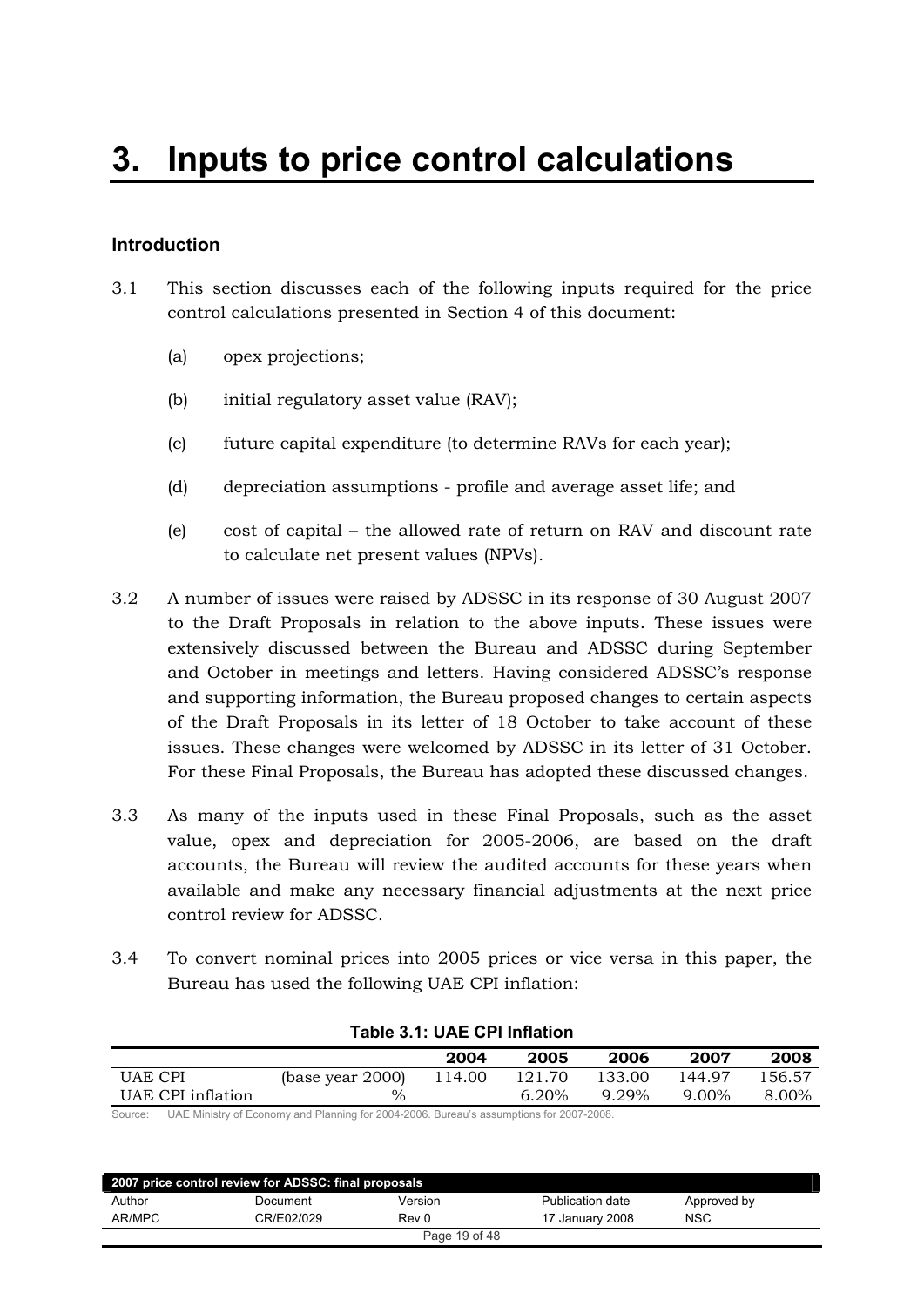# 3. Inputs to price control calculations

### Introduction

3.1 This section discusses each of the following inputs required for the price control calculations presented in Section 4 of this document:

(a) opex projections;

(b) initial regulatory asset value (RAV);

(c) future capital expenditure (to determine RAVs for each year);

(d) depreciation assumptions - profile and average asset life; and

(e) cost of capital – the allowed rate of return on RAV and discount rate to calculate net present values (NPVs).

3.2 A number of issues were raised by ADSSC in its response of 30 August 2007 to the Draft Proposals in relation to the above inputs. These issues were extensively discussed between the Bureau and ADSSC during September and October in meetings and letters. Having considered ADSSC's response and supporting information, the Bureau proposed changes to certain aspects of the Draft Proposals in its letter of 18 October to take account of these issues. These changes were welcomed by ADSSC in its letter of 31 October. For these Final Proposals, the Bureau has adopted these discussed changes.

3.3 As many of the inputs used in these Final Proposals, such as the asset value, opex and depreciation for 2005-2006, are based on the draft accounts, the Bureau will review the audited accounts for these years when available and make any necessary financial adjustments at the next price control review for ADSSC.

3.4 To convert nominal prices into 2005 prices or vice versa in this paper, the Bureau has used the following UAE CPI inflation:

**Table 3.1: UAE CPI Inflation**

| | | 2004 | 2005 | 2006 | 2007 | 2008 |
|---|---|---|---|---|---|---|
| UAE CPI | (base year 2000) | 114.00 | 121.70 | 133.00 | 144.97 | 156.57 |
| UAE CPI inflation | % | | 6.20% | 9.29% | 9.00% | 8.00% |

Source: UAE Ministry of Economy and Planning for 2004-2006. Bureau's assumptions for 2007-2008.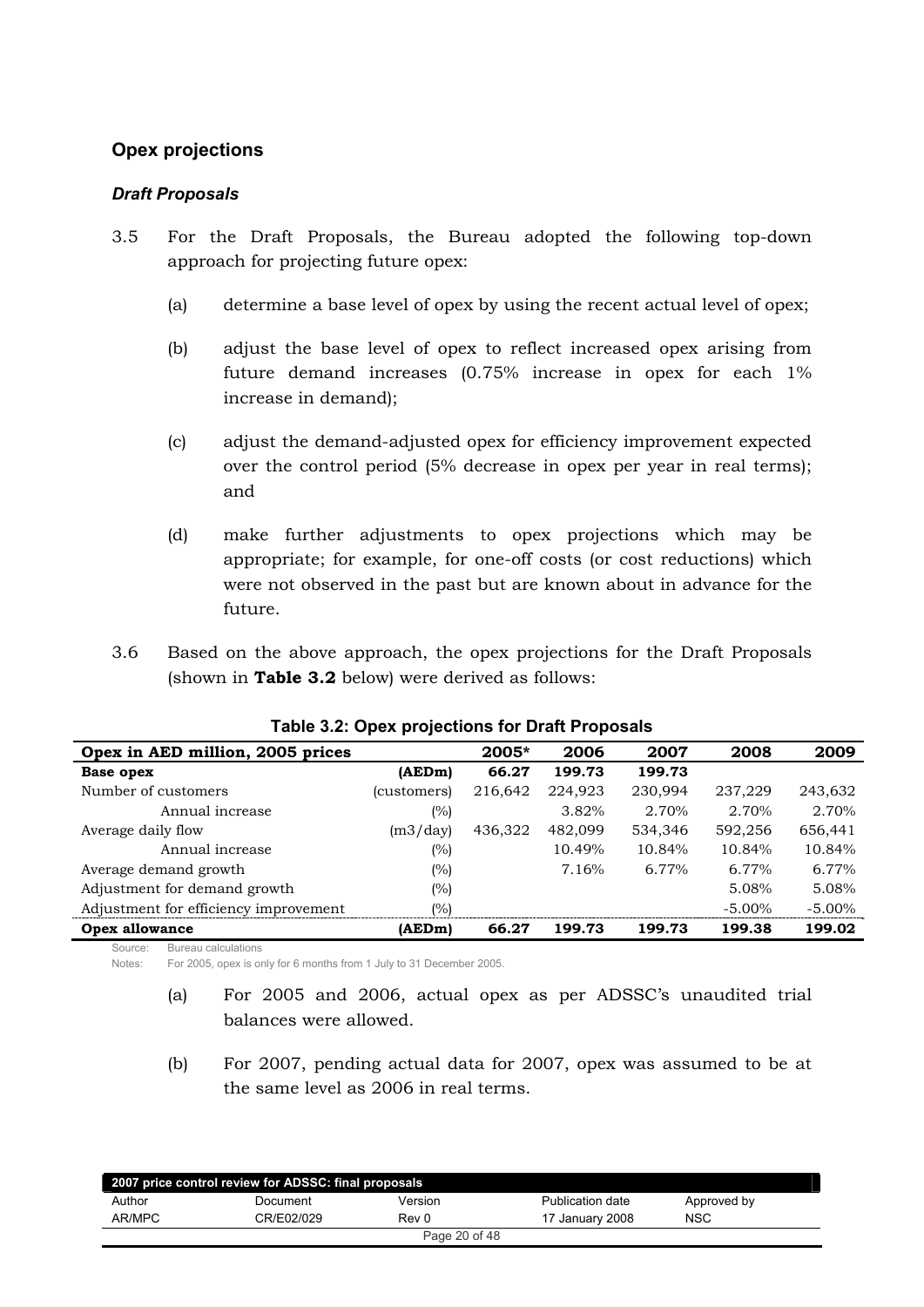## Opex projections

### *Draft Proposals*

3.5 For the Draft Proposals, the Bureau adopted the following top-down approach for projecting future opex:

(a) determine a base level of opex by using the recent actual level of opex;

(b) adjust the base level of opex to reflect increased opex arising from future demand increases (0.75% increase in opex for each 1% increase in demand);

(c) adjust the demand-adjusted opex for efficiency improvement expected over the control period (5% decrease in opex per year in real terms); and

(d) make further adjustments to opex projections which may be appropriate; for example, for one-off costs (or cost reductions) which were not observed in the past but are known about in advance for the future.

3.6 Based on the above approach, the opex projections for the Draft Proposals (shown in **Table 3.2** below) were derived as follows:

**Table 3.2: Opex projections for Draft Proposals**

| Opex in AED million, 2005 prices | | 2005* | 2006 | 2007 | 2008 | 2009 |
|---|---|---|---|---|---|---|
| **Base opex** | **(AEDm)** | **66.27** | **199.73** | **199.73** | | |
| Number of customers | (customers) | 216,642 | 224,923 | 230,994 | 237,229 | 243,632 |
| Annual increase | (%) | | 3.82% | 2.70% | 2.70% | 2.70% |
| Average daily flow | (m3/day) | 436,322 | 482,099 | 534,346 | 592,256 | 656,441 |
| Annual increase | (%) | | 10.49% | 10.84% | 10.84% | 10.84% |
| Average demand growth | (%) | | 7.16% | 6.77% | 6.77% | 6.77% |
| Adjustment for demand growth | (%) | | | | 5.08% | 5.08% |
| Adjustment for efficiency improvement | (%) | | | | -5.00% | -5.00% |
| **Opex allowance** | **(AEDm)** | **66.27** | **199.73** | **199.73** | **199.38** | **199.02** |

Source: Bureau calculations

Notes: For 2005, opex is only for 6 months from 1 July to 31 December 2005.

(a) For 2005 and 2006, actual opex as per ADSSC's unaudited trial balances were allowed.

(b) For 2007, pending actual data for 2007, opex was assumed to be at the same level as 2006 in real terms.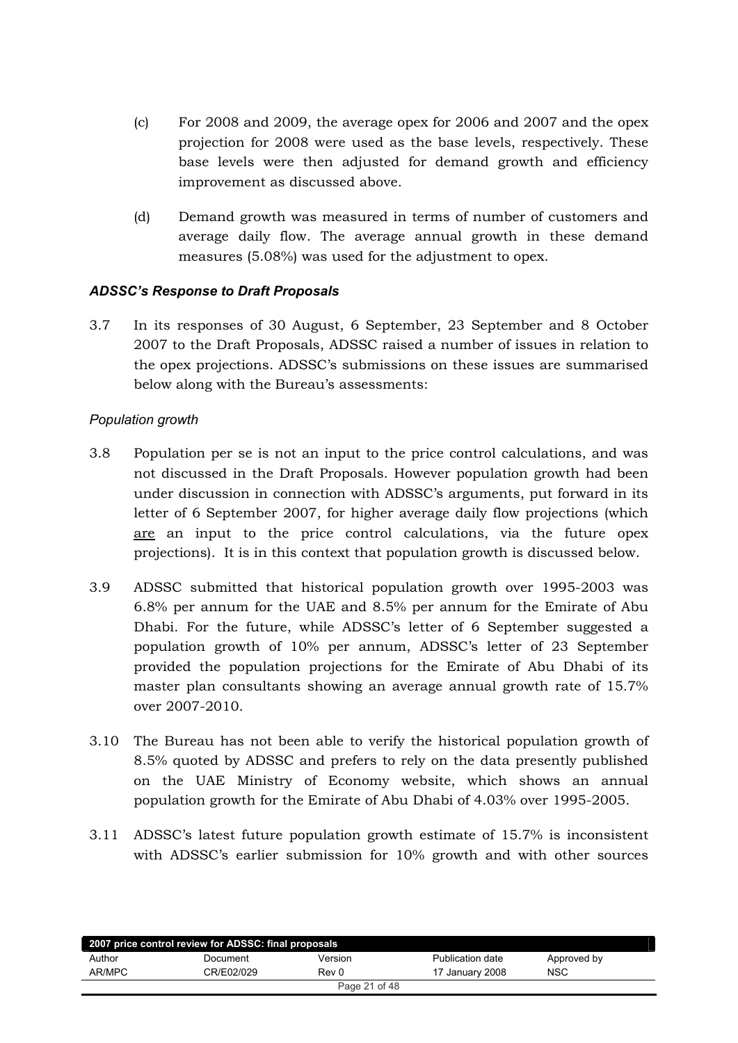(c) For 2008 and 2009, the average opex for 2006 and 2007 and the opex projection for 2008 were used as the base levels, respectively. These base levels were then adjusted for demand growth and efficiency improvement as discussed above.

(d) Demand growth was measured in terms of number of customers and average daily flow. The average annual growth in these demand measures (5.08%) was used for the adjustment to opex.

### *ADSSC's Response to Draft Proposals*

3.7 In its responses of 30 August, 6 September, 23 September and 8 October 2007 to the Draft Proposals, ADSSC raised a number of issues in relation to the opex projections. ADSSC's submissions on these issues are summarised below along with the Bureau's assessments:

#### *Population growth*

3.8 Population per se is not an input to the price control calculations, and was not discussed in the Draft Proposals. However population growth had been under discussion in connection with ADSSC's arguments, put forward in its letter of 6 September 2007, for higher average daily flow projections (which <u>are</u> an input to the price control calculations, via the future opex projections). It is in this context that population growth is discussed below.

3.9 ADSSC submitted that historical population growth over 1995-2003 was 6.8% per annum for the UAE and 8.5% per annum for the Emirate of Abu Dhabi. For the future, while ADSSC's letter of 6 September suggested a population growth of 10% per annum, ADSSC's letter of 23 September provided the population projections for the Emirate of Abu Dhabi of its master plan consultants showing an average annual growth rate of 15.7% over 2007-2010.

3.10 The Bureau has not been able to verify the historical population growth of 8.5% quoted by ADSSC and prefers to rely on the data presently published on the UAE Ministry of Economy website, which shows an annual population growth for the Emirate of Abu Dhabi of 4.03% over 1995-2005.

3.11 ADSSC's latest future population growth estimate of 15.7% is inconsistent with ADSSC's earlier submission for 10% growth and with other sources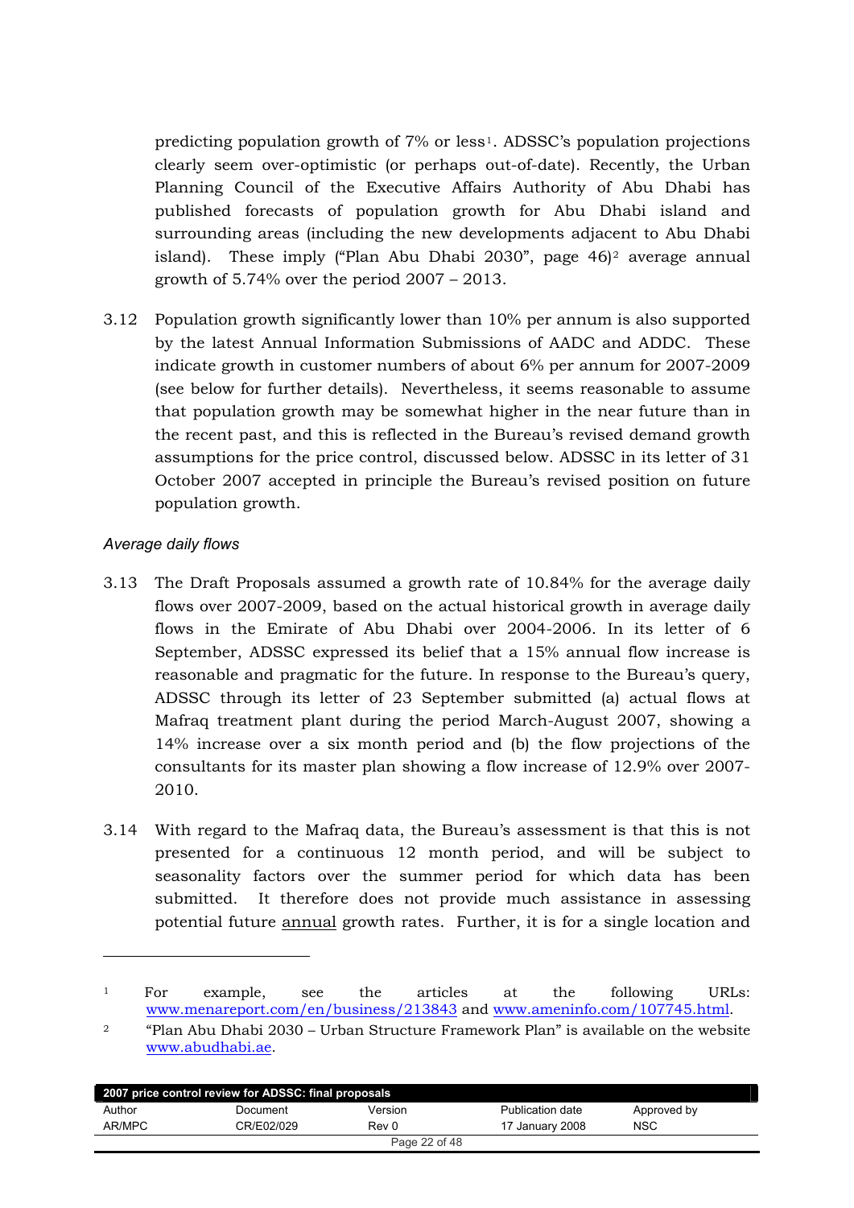predicting population growth of 7% or less[1]. ADSSC's population projections clearly seem over-optimistic (or perhaps out-of-date). Recently, the Urban Planning Council of the Executive Affairs Authority of Abu Dhabi has published forecasts of population growth for Abu Dhabi island and surrounding areas (including the new developments adjacent to Abu Dhabi island). These imply ("Plan Abu Dhabi 2030", page 46)[2] average annual growth of 5.74% over the period 2007 – 2013.

3.12 Population growth significantly lower than 10% per annum is also supported by the latest Annual Information Submissions of AADC and ADDC. These indicate growth in customer numbers of about 6% per annum for 2007-2009 (see below for further details). Nevertheless, it seems reasonable to assume that population growth may be somewhat higher in the near future than in the recent past, and this is reflected in the Bureau's revised demand growth assumptions for the price control, discussed below. ADSSC in its letter of 31 October 2007 accepted in principle the Bureau's revised position on future population growth.

*Average daily flows*

3.13 The Draft Proposals assumed a growth rate of 10.84% for the average daily flows over 2007-2009, based on the actual historical growth in average daily flows in the Emirate of Abu Dhabi over 2004-2006. In its letter of 6 September, ADSSC expressed its belief that a 15% annual flow increase is reasonable and pragmatic for the future. In response to the Bureau's query, ADSSC through its letter of 23 September submitted (a) actual flows at Mafraq treatment plant during the period March-August 2007, showing a 14% increase over a six month period and (b) the flow projections of the consultants for its master plan showing a flow increase of 12.9% over 2007-2010.

3.14 With regard to the Mafraq data, the Bureau's assessment is that this is not presented for a continuous 12 month period, and will be subject to seasonality factors over the summer period for which data has been submitted. It therefore does not provide much assistance in assessing potential future annual growth rates. Further, it is for a single location and

---

[1] For example, see the articles at the following URLs: www.menareport.com/en/business/213843 and www.ameninfo.com/107745.html.

[2] "Plan Abu Dhabi 2030 – Urban Structure Framework Plan" is available on the website www.abudhabi.ae.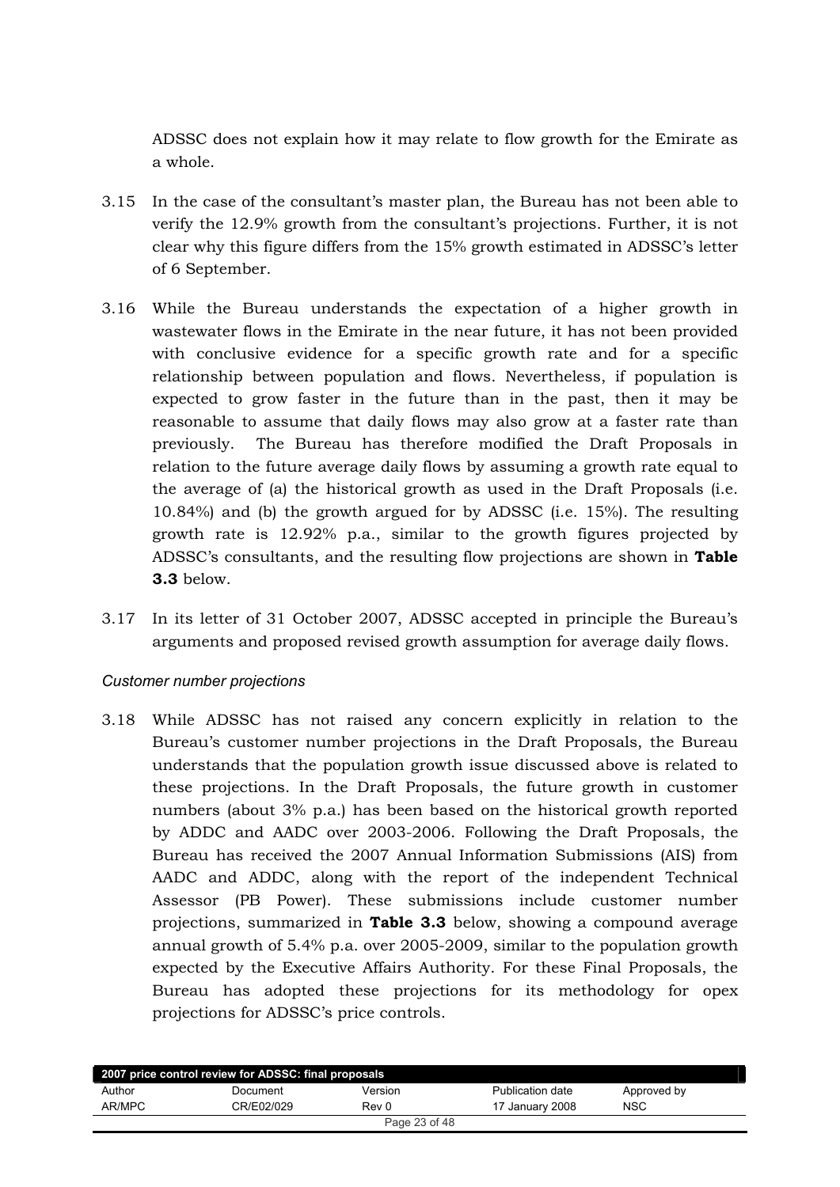ADSSC does not explain how it may relate to flow growth for the Emirate as a whole.

3.15 In the case of the consultant's master plan, the Bureau has not been able to verify the 12.9% growth from the consultant's projections. Further, it is not clear why this figure differs from the 15% growth estimated in ADSSC's letter of 6 September.

3.16 While the Bureau understands the expectation of a higher growth in wastewater flows in the Emirate in the near future, it has not been provided with conclusive evidence for a specific growth rate and for a specific relationship between population and flows. Nevertheless, if population is expected to grow faster in the future than in the past, then it may be reasonable to assume that daily flows may also grow at a faster rate than previously. The Bureau has therefore modified the Draft Proposals in relation to the future average daily flows by assuming a growth rate equal to the average of (a) the historical growth as used in the Draft Proposals (i.e. 10.84%) and (b) the growth argued for by ADSSC (i.e. 15%). The resulting growth rate is 12.92% p.a., similar to the growth figures projected by ADSSC's consultants, and the resulting flow projections are shown in **Table 3.3** below.

3.17 In its letter of 31 October 2007, ADSSC accepted in principle the Bureau's arguments and proposed revised growth assumption for average daily flows.

*Customer number projections*

3.18 While ADSSC has not raised any concern explicitly in relation to the Bureau's customer number projections in the Draft Proposals, the Bureau understands that the population growth issue discussed above is related to these projections. In the Draft Proposals, the future growth in customer numbers (about 3% p.a.) has been based on the historical growth reported by ADDC and AADC over 2003-2006. Following the Draft Proposals, the Bureau has received the 2007 Annual Information Submissions (AIS) from AADC and ADDC, along with the report of the independent Technical Assessor (PB Power). These submissions include customer number projections, summarized in **Table 3.3** below, showing a compound average annual growth of 5.4% p.a. over 2005-2009, similar to the population growth expected by the Executive Affairs Authority. For these Final Proposals, the Bureau has adopted these projections for its methodology for opex projections for ADSSC's price controls.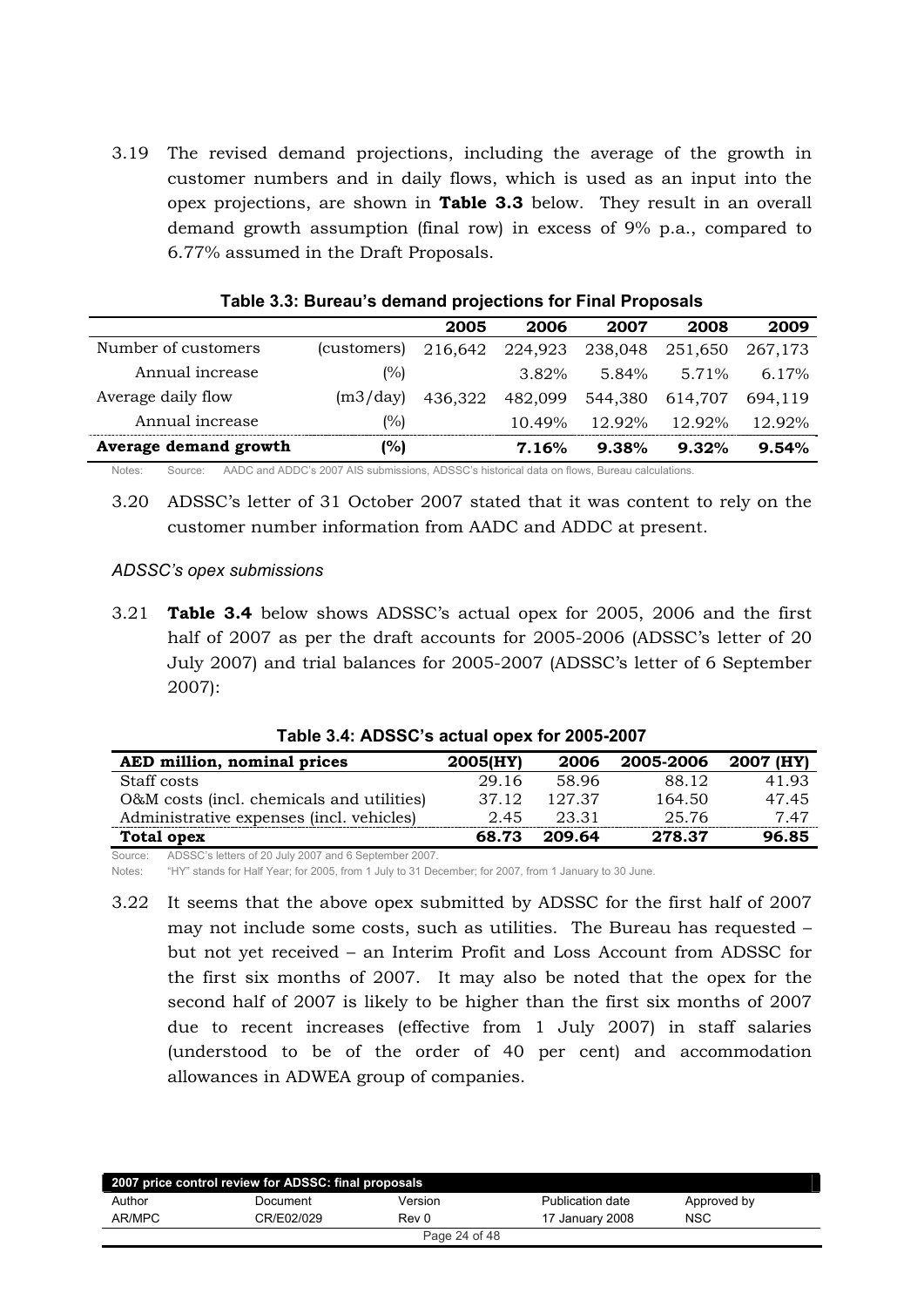3.19 The revised demand projections, including the average of the growth in customer numbers and in daily flows, which is used as an input into the opex projections, are shown in **Table 3.3** below. They result in an overall demand growth assumption (final row) in excess of 9% p.a., compared to 6.77% assumed in the Draft Proposals.

**Table 3.3: Bureau's demand projections for Final Proposals**

| | | 2005 | 2006 | 2007 | 2008 | 2009 |
|---|---|---|---|---|---|---|
| Number of customers | (customers) | 216,642 | 224,923 | 238,048 | 251,650 | 267,173 |
| Annual increase | (%) | | 3.82% | 5.84% | 5.71% | 6.17% |
| Average daily flow | (m3/day) | 436,322 | 482,099 | 544,380 | 614,707 | 694,119 |
| Annual increase | (%) | | 10.49% | 12.92% | 12.92% | 12.92% |
| **Average demand growth** | **(%)** | | **7.16%** | **9.38%** | **9.32%** | **9.54%** |

Notes: Source: AADC and ADDC's 2007 AIS submissions, ADSSC's historical data on flows, Bureau calculations.

3.20 ADSSC's letter of 31 October 2007 stated that it was content to rely on the customer number information from AADC and ADDC at present.

*ADSSC's opex submissions*

3.21 **Table 3.4** below shows ADSSC's actual opex for 2005, 2006 and the first half of 2007 as per the draft accounts for 2005-2006 (ADSSC's letter of 20 July 2007) and trial balances for 2005-2007 (ADSSC's letter of 6 September 2007):

**Table 3.4: ADSSC's actual opex for 2005-2007**

| AED million, nominal prices | 2005(HY) | 2006 | 2005-2006 | 2007 (HY) |
|---|---|---|---|---|
| Staff costs | 29.16 | 58.96 | 88.12 | 41.93 |
| O&M costs (incl. chemicals and utilities) | 37.12 | 127.37 | 164.50 | 47.45 |
| Administrative expenses (incl. vehicles) | 2.45 | 23.31 | 25.76 | 7.47 |
| **Total opex** | **68.73** | **209.64** | **278.37** | **96.85** |

Source: ADSSC's letters of 20 July 2007 and 6 September 2007.

Notes: "HY" stands for Half Year; for 2005, from 1 July to 31 December; for 2007, from 1 January to 30 June.

3.22 It seems that the above opex submitted by ADSSC for the first half of 2007 may not include some costs, such as utilities. The Bureau has requested – but not yet received – an Interim Profit and Loss Account from ADSSC for the first six months of 2007. It may also be noted that the opex for the second half of 2007 is likely to be higher than the first six months of 2007 due to recent increases (effective from 1 July 2007) in staff salaries (understood to be of the order of 40 per cent) and accommodation allowances in ADWEA group of companies.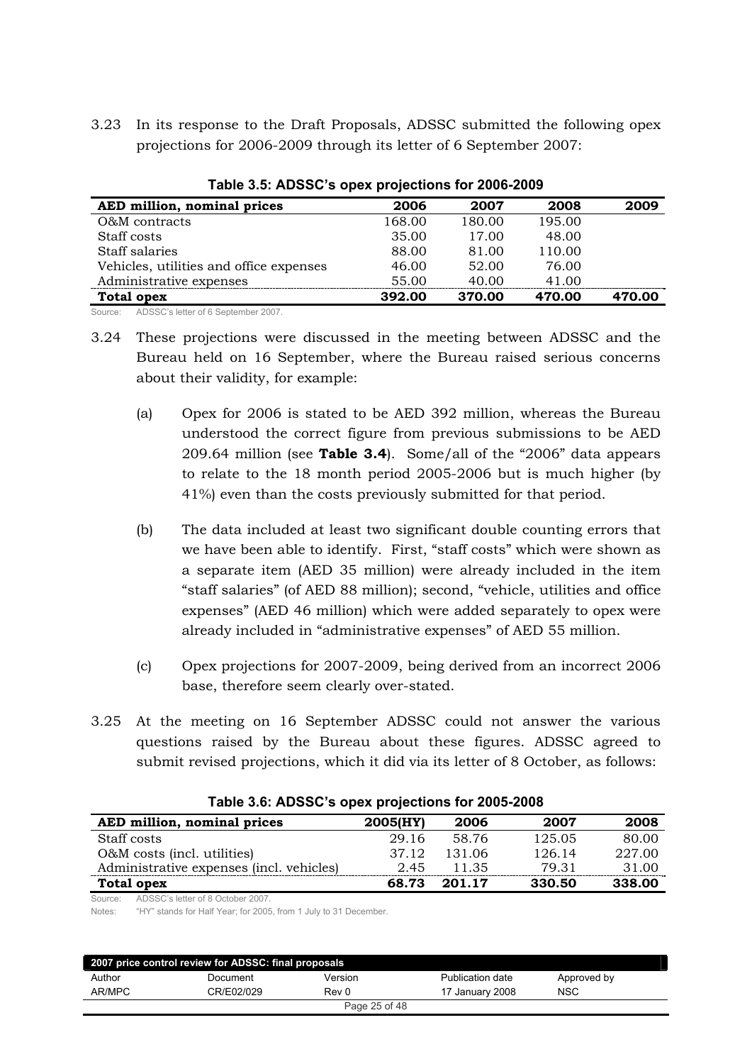3.23 In its response to the Draft Proposals, ADSSC submitted the following opex projections for 2006-2009 through its letter of 6 September 2007:

**Table 3.5: ADSSC's opex projections for 2006-2009**

| AED million, nominal prices | 2006 | 2007 | 2008 | 2009 |
|---|---|---|---|---|
| O&M contracts | 168.00 | 180.00 | 195.00 | |
| Staff costs | 35.00 | 17.00 | 48.00 | |
| Staff salaries | 88.00 | 81.00 | 110.00 | |
| Vehicles, utilities and office expenses | 46.00 | 52.00 | 76.00 | |
| Administrative expenses | 55.00 | 40.00 | 41.00 | |
| **Total opex** | **392.00** | **370.00** | **470.00** | **470.00** |

Source: ADSSC's letter of 6 September 2007.

3.24 These projections were discussed in the meeting between ADSSC and the Bureau held on 16 September, where the Bureau raised serious concerns about their validity, for example:

(a) Opex for 2006 is stated to be AED 392 million, whereas the Bureau understood the correct figure from previous submissions to be AED 209.64 million (see **Table 3.4**). Some/all of the "2006" data appears to relate to the 18 month period 2005-2006 but is much higher (by 41%) even than the costs previously submitted for that period.

(b) The data included at least two significant double counting errors that we have been able to identify. First, "staff costs" which were shown as a separate item (AED 35 million) were already included in the item "staff salaries" (of AED 88 million); second, "vehicle, utilities and office expenses" (AED 46 million) which were added separately to opex were already included in "administrative expenses" of AED 55 million.

(c) Opex projections for 2007-2009, being derived from an incorrect 2006 base, therefore seem clearly over-stated.

3.25 At the meeting on 16 September ADSSC could not answer the various questions raised by the Bureau about these figures. ADSSC agreed to submit revised projections, which it did via its letter of 8 October, as follows:

**Table 3.6: ADSSC's opex projections for 2005-2008**

| AED million, nominal prices | 2005(HY) | 2006 | 2007 | 2008 |
|---|---|---|---|---|
| Staff costs | 29.16 | 58.76 | 125.05 | 80.00 |
| O&M costs (incl. utilities) | 37.12 | 131.06 | 126.14 | 227.00 |
| Administrative expenses (incl. vehicles) | 2.45 | 11.35 | 79.31 | 31.00 |
| **Total opex** | **68.73** | **201.17** | **330.50** | **338.00** |

Source: ADSSC's letter of 8 October 2007.

Notes: "HY" stands for Half Year; for 2005, from 1 July to 31 December.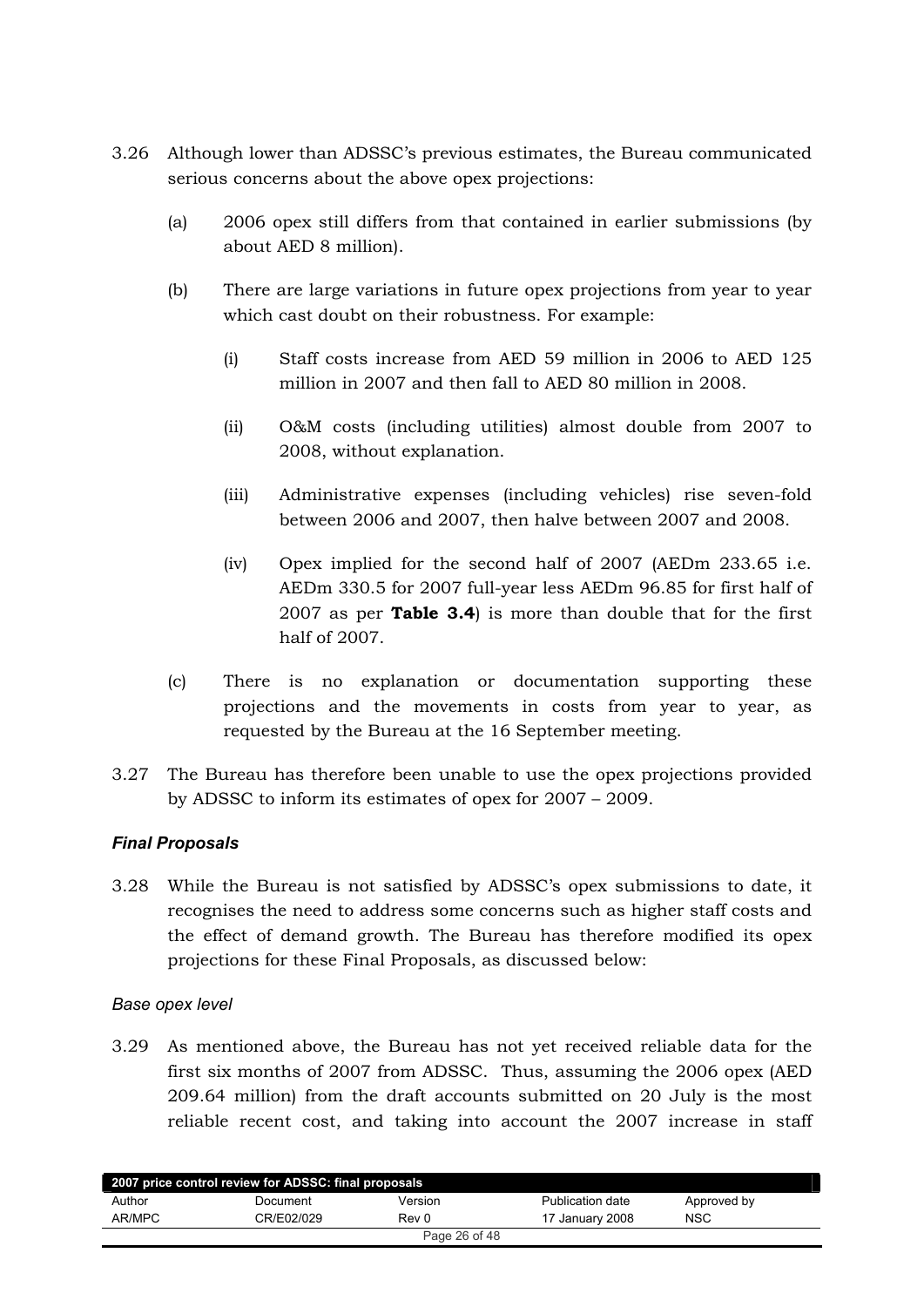3.26 Although lower than ADSSC's previous estimates, the Bureau communicated serious concerns about the above opex projections:

(a) 2006 opex still differs from that contained in earlier submissions (by about AED 8 million).

(b) There are large variations in future opex projections from year to year which cast doubt on their robustness. For example:

(i) Staff costs increase from AED 59 million in 2006 to AED 125 million in 2007 and then fall to AED 80 million in 2008.

(ii) O&M costs (including utilities) almost double from 2007 to 2008, without explanation.

(iii) Administrative expenses (including vehicles) rise seven-fold between 2006 and 2007, then halve between 2007 and 2008.

(iv) Opex implied for the second half of 2007 (AEDm 233.65 i.e. AEDm 330.5 for 2007 full-year less AEDm 96.85 for first half of 2007 as per **Table 3.4**) is more than double that for the first half of 2007.

(c) There is no explanation or documentation supporting these projections and the movements in costs from year to year, as requested by the Bureau at the 16 September meeting.

3.27 The Bureau has therefore been unable to use the opex projections provided by ADSSC to inform its estimates of opex for 2007 – 2009.

### *Final Proposals*

3.28 While the Bureau is not satisfied by ADSSC's opex submissions to date, it recognises the need to address some concerns such as higher staff costs and the effect of demand growth. The Bureau has therefore modified its opex projections for these Final Proposals, as discussed below:

#### *Base opex level*

3.29 As mentioned above, the Bureau has not yet received reliable data for the first six months of 2007 from ADSSC. Thus, assuming the 2006 opex (AED 209.64 million) from the draft accounts submitted on 20 July is the most reliable recent cost, and taking into account the 2007 increase in staff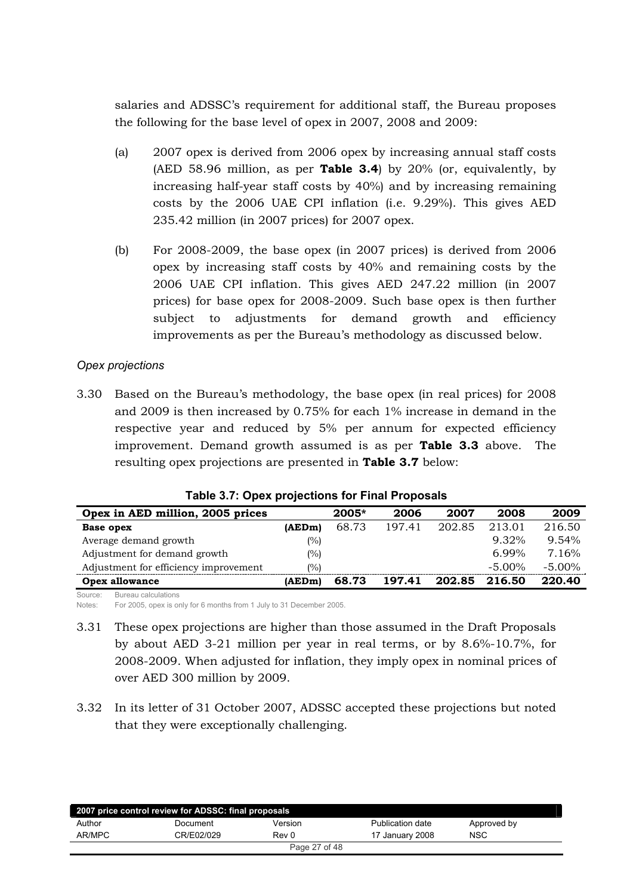salaries and ADSSC's requirement for additional staff, the Bureau proposes the following for the base level of opex in 2007, 2008 and 2009:

(a) 2007 opex is derived from 2006 opex by increasing annual staff costs (AED 58.96 million, as per **Table 3.4**) by 20% (or, equivalently, by increasing half-year staff costs by 40%) and by increasing remaining costs by the 2006 UAE CPI inflation (i.e. 9.29%). This gives AED 235.42 million (in 2007 prices) for 2007 opex.

(b) For 2008-2009, the base opex (in 2007 prices) is derived from 2006 opex by increasing staff costs by 40% and remaining costs by the 2006 UAE CPI inflation. This gives AED 247.22 million (in 2007 prices) for base opex for 2008-2009. Such base opex is then further subject to adjustments for demand growth and efficiency improvements as per the Bureau's methodology as discussed below.

*Opex projections*

3.30 Based on the Bureau's methodology, the base opex (in real prices) for 2008 and 2009 is then increased by 0.75% for each 1% increase in demand in the respective year and reduced by 5% per annum for expected efficiency improvement. Demand growth assumed is as per **Table 3.3** above. The resulting opex projections are presented in **Table 3.7** below:

**Table 3.7: Opex projections for Final Proposals**

| Opex in AED million, 2005 prices | | 2005* | 2006 | 2007 | 2008 | 2009 |
|---|---|---|---|---|---|---|
| **Base opex** | **(AEDm)** | 68.73 | 197.41 | 202.85 | 213.01 | 216.50 |
| Average demand growth | (%) | | | | 9.32% | 9.54% |
| Adjustment for demand growth | (%) | | | | 6.99% | 7.16% |
| Adjustment for efficiency improvement | (%) | | | | -5.00% | -5.00% |
| **Opex allowance** | **(AEDm)** | **68.73** | **197.41** | **202.85** | **216.50** | **220.40** |

Source: Bureau calculations
Notes: For 2005, opex is only for 6 months from 1 July to 31 December 2005.

3.31 These opex projections are higher than those assumed in the Draft Proposals by about AED 3-21 million per year in real terms, or by 8.6%-10.7%, for 2008-2009. When adjusted for inflation, they imply opex in nominal prices of over AED 300 million by 2009.

3.32 In its letter of 31 October 2007, ADSSC accepted these projections but noted that they were exceptionally challenging.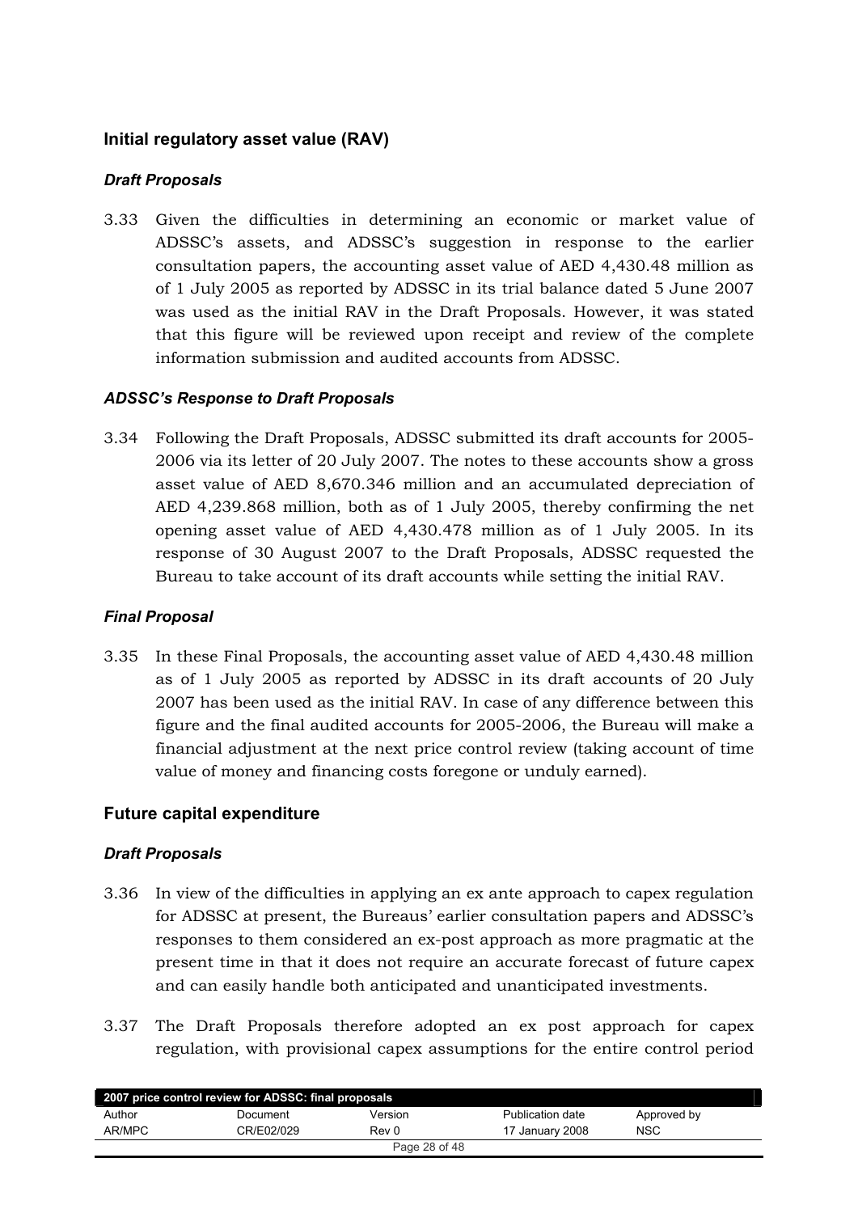## Initial regulatory asset value (RAV)

### *Draft Proposals*

3.33 Given the difficulties in determining an economic or market value of ADSSC's assets, and ADSSC's suggestion in response to the earlier consultation papers, the accounting asset value of AED 4,430.48 million as of 1 July 2005 as reported by ADSSC in its trial balance dated 5 June 2007 was used as the initial RAV in the Draft Proposals. However, it was stated that this figure will be reviewed upon receipt and review of the complete information submission and audited accounts from ADSSC.

### *ADSSC's Response to Draft Proposals*

3.34 Following the Draft Proposals, ADSSC submitted its draft accounts for 2005-2006 via its letter of 20 July 2007. The notes to these accounts show a gross asset value of AED 8,670.346 million and an accumulated depreciation of AED 4,239.868 million, both as of 1 July 2005, thereby confirming the net opening asset value of AED 4,430.478 million as of 1 July 2005. In its response of 30 August 2007 to the Draft Proposals, ADSSC requested the Bureau to take account of its draft accounts while setting the initial RAV.

### *Final Proposal*

3.35 In these Final Proposals, the accounting asset value of AED 4,430.48 million as of 1 July 2005 as reported by ADSSC in its draft accounts of 20 July 2007 has been used as the initial RAV. In case of any difference between this figure and the final audited accounts for 2005-2006, the Bureau will make a financial adjustment at the next price control review (taking account of time value of money and financing costs foregone or unduly earned).

## Future capital expenditure

### *Draft Proposals*

3.36 In view of the difficulties in applying an ex ante approach to capex regulation for ADSSC at present, the Bureaus' earlier consultation papers and ADSSC's responses to them considered an ex-post approach as more pragmatic at the present time in that it does not require an accurate forecast of future capex and can easily handle both anticipated and unanticipated investments.

3.37 The Draft Proposals therefore adopted an ex post approach for capex regulation, with provisional capex assumptions for the entire control period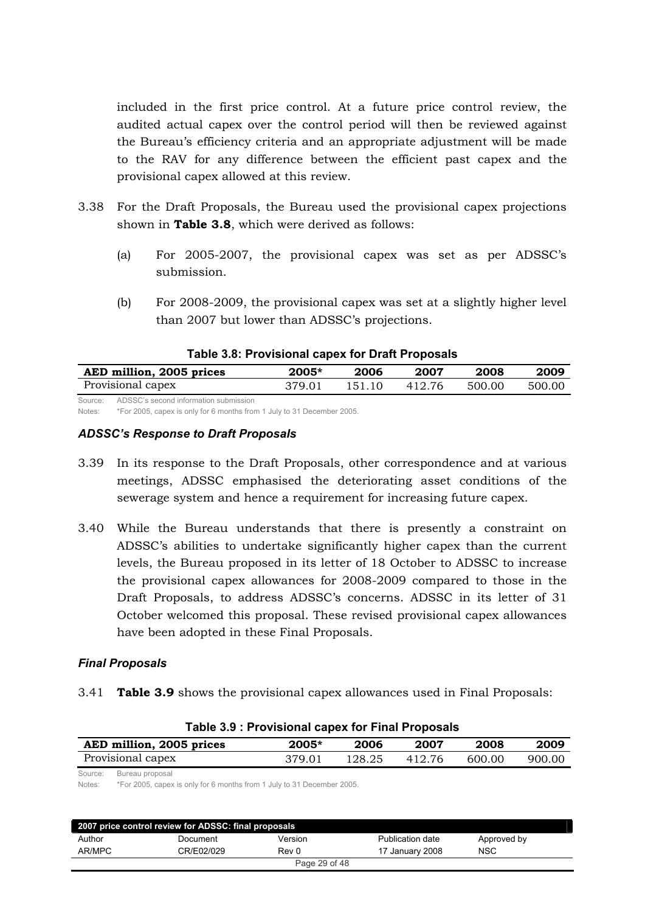included in the first price control. At a future price control review, the audited actual capex over the control period will then be reviewed against the Bureau's efficiency criteria and an appropriate adjustment will be made to the RAV for any difference between the efficient past capex and the provisional capex allowed at this review.

3.38 For the Draft Proposals, the Bureau used the provisional capex projections shown in **Table 3.8**, which were derived as follows:

(a) For 2005-2007, the provisional capex was set as per ADSSC's submission.

(b) For 2008-2009, the provisional capex was set at a slightly higher level than 2007 but lower than ADSSC's projections.

**Table 3.8: Provisional capex for Draft Proposals**

| AED million, 2005 prices | 2005* | 2006 | 2007 | 2008 | 2009 |
|---|---|---|---|---|---|
| Provisional capex | 379.01 | 151.10 | 412.76 | 500.00 | 500.00 |

Source: ADSSC's second information submission

Notes: *For 2005, capex is only for 6 months from 1 July to 31 December 2005.

### *ADSSC's Response to Draft Proposals*

3.39 In its response to the Draft Proposals, other correspondence and at various meetings, ADSSC emphasised the deteriorating asset conditions of the sewerage system and hence a requirement for increasing future capex.

3.40 While the Bureau understands that there is presently a constraint on ADSSC's abilities to undertake significantly higher capex than the current levels, the Bureau proposed in its letter of 18 October to ADSSC to increase the provisional capex allowances for 2008-2009 compared to those in the Draft Proposals, to address ADSSC's concerns. ADSSC in its letter of 31 October welcomed this proposal. These revised provisional capex allowances have been adopted in these Final Proposals.

### *Final Proposals*

3.41 **Table 3.9** shows the provisional capex allowances used in Final Proposals:

**Table 3.9 : Provisional capex for Final Proposals**

| AED million, 2005 prices | 2005* | 2006 | 2007 | 2008 | 2009 |
|---|---|---|---|---|---|
| Provisional capex | 379.01 | 128.25 | 412.76 | 600.00 | 900.00 |

Source: Bureau proposal

Notes: *For 2005, capex is only for 6 months from 1 July to 31 December 2005.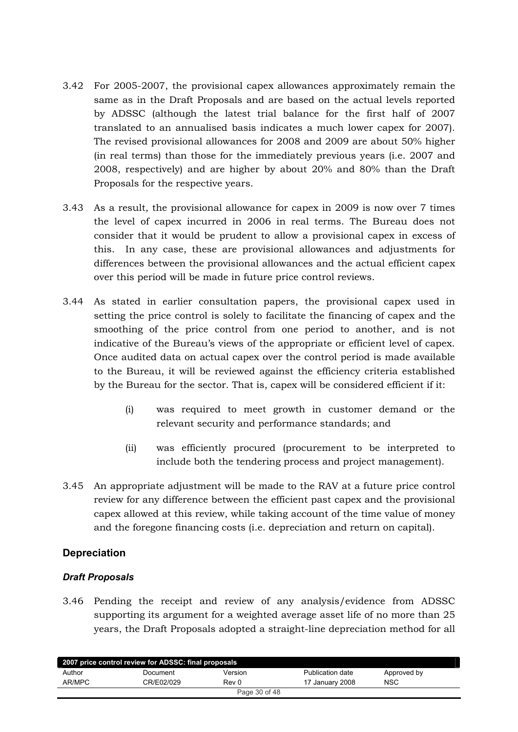3.42 For 2005-2007, the provisional capex allowances approximately remain the same as in the Draft Proposals and are based on the actual levels reported by ADSSC (although the latest trial balance for the first half of 2007 translated to an annualised basis indicates a much lower capex for 2007). The revised provisional allowances for 2008 and 2009 are about 50% higher (in real terms) than those for the immediately previous years (i.e. 2007 and 2008, respectively) and are higher by about 20% and 80% than the Draft Proposals for the respective years.

3.43 As a result, the provisional allowance for capex in 2009 is now over 7 times the level of capex incurred in 2006 in real terms. The Bureau does not consider that it would be prudent to allow a provisional capex in excess of this. In any case, these are provisional allowances and adjustments for differences between the provisional allowances and the actual efficient capex over this period will be made in future price control reviews.

3.44 As stated in earlier consultation papers, the provisional capex used in setting the price control is solely to facilitate the financing of capex and the smoothing of the price control from one period to another, and is not indicative of the Bureau's views of the appropriate or efficient level of capex. Once audited data on actual capex over the control period is made available to the Bureau, it will be reviewed against the efficiency criteria established by the Bureau for the sector. That is, capex will be considered efficient if it:

- (i) was required to meet growth in customer demand or the relevant security and performance standards; and
- (ii) was efficiently procured (procurement to be interpreted to include both the tendering process and project management).

3.45 An appropriate adjustment will be made to the RAV at a future price control review for any difference between the efficient past capex and the provisional capex allowed at this review, while taking account of the time value of money and the foregone financing costs (i.e. depreciation and return on capital).

## Depreciation

### *Draft Proposals*

3.46 Pending the receipt and review of any analysis/evidence from ADSSC supporting its argument for a weighted average asset life of no more than 25 years, the Draft Proposals adopted a straight-line depreciation method for all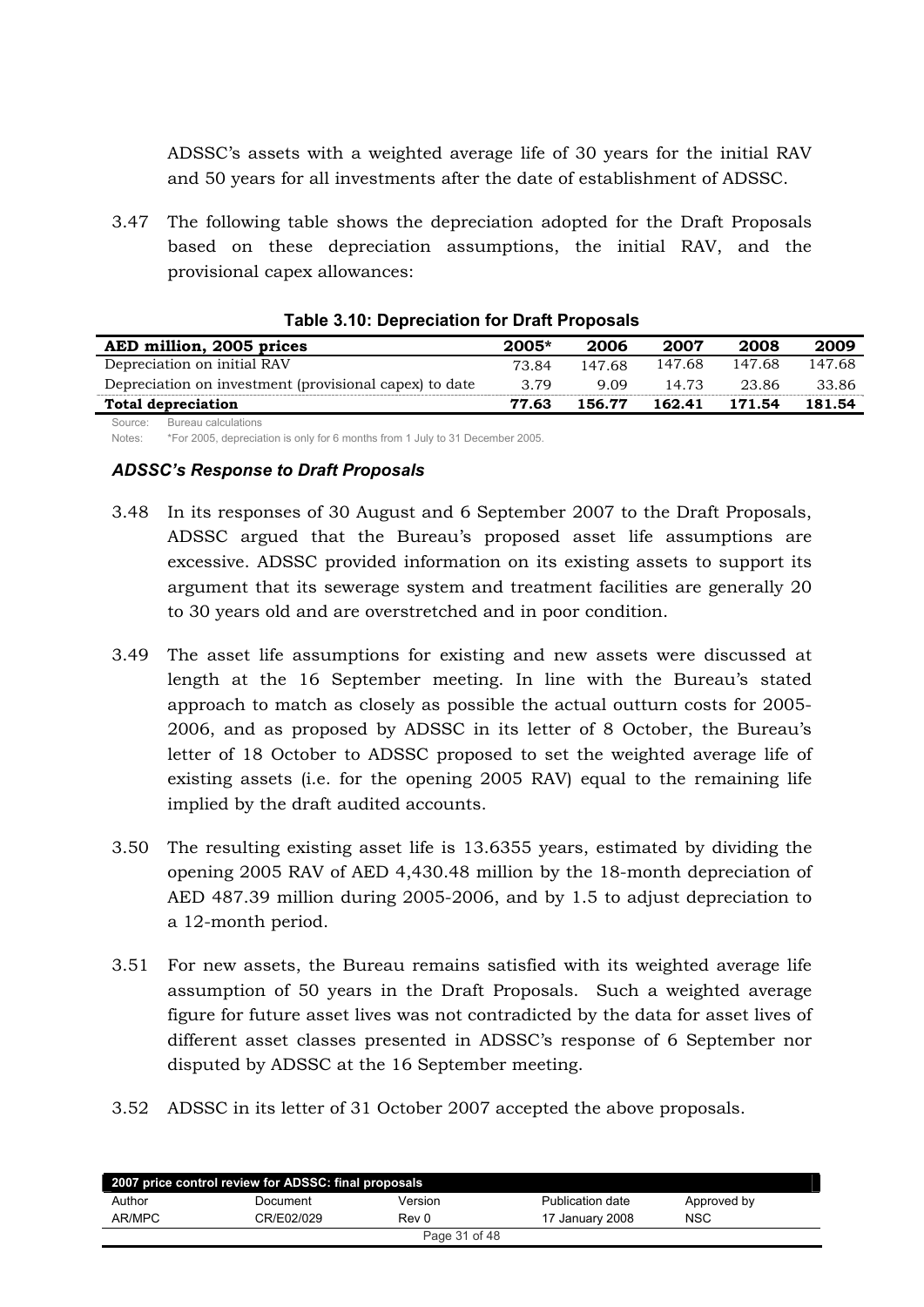ADSSC's assets with a weighted average life of 30 years for the initial RAV and 50 years for all investments after the date of establishment of ADSSC.

3.47 The following table shows the depreciation adopted for the Draft Proposals based on these depreciation assumptions, the initial RAV, and the provisional capex allowances:

**Table 3.10: Depreciation for Draft Proposals**

| AED million, 2005 prices | 2005* | 2006 | 2007 | 2008 | 2009 |
|---|---|---|---|---|---|
| Depreciation on initial RAV | 73.84 | 147.68 | 147.68 | 147.68 | 147.68 |
| Depreciation on investment (provisional capex) to date | 3.79 | 9.09 | 14.73 | 23.86 | 33.86 |
| **Total depreciation** | **77.63** | **156.77** | **162.41** | **171.54** | **181.54** |

Source: Bureau calculations

Notes: *For 2005, depreciation is only for 6 months from 1 July to 31 December 2005.

### *ADSSC's Response to Draft Proposals*

3.48 In its responses of 30 August and 6 September 2007 to the Draft Proposals, ADSSC argued that the Bureau's proposed asset life assumptions are excessive. ADSSC provided information on its existing assets to support its argument that its sewerage system and treatment facilities are generally 20 to 30 years old and are overstretched and in poor condition.

3.49 The asset life assumptions for existing and new assets were discussed at length at the 16 September meeting. In line with the Bureau's stated approach to match as closely as possible the actual outturn costs for 2005-2006, and as proposed by ADSSC in its letter of 8 October, the Bureau's letter of 18 October to ADSSC proposed to set the weighted average life of existing assets (i.e. for the opening 2005 RAV) equal to the remaining life implied by the draft audited accounts.

3.50 The resulting existing asset life is 13.6355 years, estimated by dividing the opening 2005 RAV of AED 4,430.48 million by the 18-month depreciation of AED 487.39 million during 2005-2006, and by 1.5 to adjust depreciation to a 12-month period.

3.51 For new assets, the Bureau remains satisfied with its weighted average life assumption of 50 years in the Draft Proposals. Such a weighted average figure for future asset lives was not contradicted by the data for asset lives of different asset classes presented in ADSSC's response of 6 September nor disputed by ADSSC at the 16 September meeting.

3.52 ADSSC in its letter of 31 October 2007 accepted the above proposals.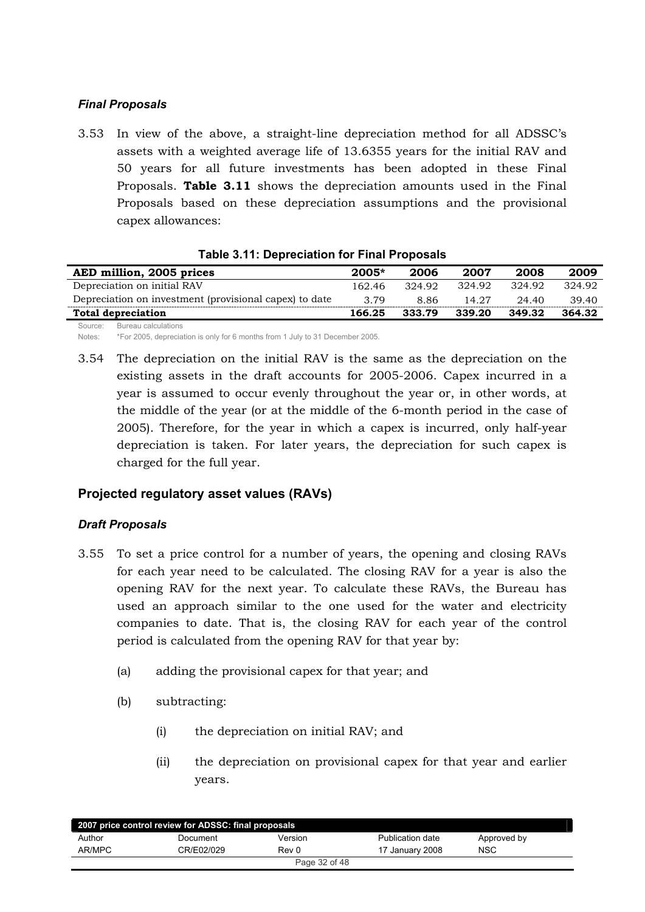### *Final Proposals*

3.53 In view of the above, a straight-line depreciation method for all ADSSC's assets with a weighted average life of 13.6355 years for the initial RAV and 50 years for all future investments has been adopted in these Final Proposals. **Table 3.11** shows the depreciation amounts used in the Final Proposals based on these depreciation assumptions and the provisional capex allowances:

**Table 3.11: Depreciation for Final Proposals**

| AED million, 2005 prices | 2005* | 2006 | 2007 | 2008 | 2009 |
|---|---|---|---|---|---|
| Depreciation on initial RAV | 162.46 | 324.92 | 324.92 | 324.92 | 324.92 |
| Depreciation on investment (provisional capex) to date | 3.79 | 8.86 | 14.27 | 24.40 | 39.40 |
| **Total depreciation** | **166.25** | **333.79** | **339.20** | **349.32** | **364.32** |

Source: Bureau calculations

Notes: *For 2005, depreciation is only for 6 months from 1 July to 31 December 2005.

3.54 The depreciation on the initial RAV is the same as the depreciation on the existing assets in the draft accounts for 2005-2006. Capex incurred in a year is assumed to occur evenly throughout the year or, in other words, at the middle of the year (or at the middle of the 6-month period in the case of 2005). Therefore, for the year in which a capex is incurred, only half-year depreciation is taken. For later years, the depreciation for such capex is charged for the full year.

## Projected regulatory asset values (RAVs)

### *Draft Proposals*

3.55 To set a price control for a number of years, the opening and closing RAVs for each year need to be calculated. The closing RAV for a year is also the opening RAV for the next year. To calculate these RAVs, the Bureau has used an approach similar to the one used for the water and electricity companies to date. That is, the closing RAV for each year of the control period is calculated from the opening RAV for that year by:

(a) adding the provisional capex for that year; and

(b) subtracting:

(i) the depreciation on initial RAV; and

(ii) the depreciation on provisional capex for that year and earlier years.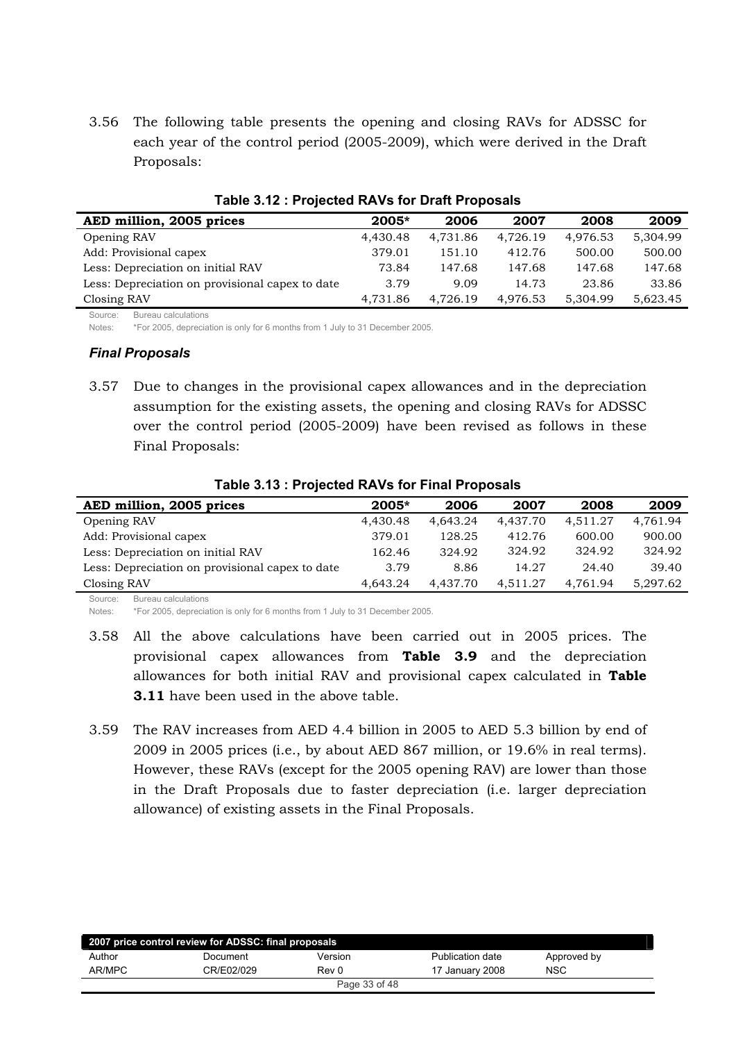3.56 The following table presents the opening and closing RAVs for ADSSC for each year of the control period (2005-2009), which were derived in the Draft Proposals:

**Table 3.12 : Projected RAVs for Draft Proposals**

| AED million, 2005 prices | 2005* | 2006 | 2007 | 2008 | 2009 |
|---|---|---|---|---|---|
| Opening RAV | 4,430.48 | 4,731.86 | 4,726.19 | 4,976.53 | 5,304.99 |
| Add: Provisional capex | 379.01 | 151.10 | 412.76 | 500.00 | 500.00 |
| Less: Depreciation on initial RAV | 73.84 | 147.68 | 147.68 | 147.68 | 147.68 |
| Less: Depreciation on provisional capex to date | 3.79 | 9.09 | 14.73 | 23.86 | 33.86 |
| Closing RAV | 4,731.86 | 4,726.19 | 4,976.53 | 5,304.99 | 5,623.45 |

Source: Bureau calculations

Notes: *For 2005, depreciation is only for 6 months from 1 July to 31 December 2005.

### *Final Proposals*

3.57 Due to changes in the provisional capex allowances and in the depreciation assumption for the existing assets, the opening and closing RAVs for ADSSC over the control period (2005-2009) have been revised as follows in these Final Proposals:

**Table 3.13 : Projected RAVs for Final Proposals**

| AED million, 2005 prices | 2005* | 2006 | 2007 | 2008 | 2009 |
|---|---|---|---|---|---|
| Opening RAV | 4,430.48 | 4,643.24 | 4,437.70 | 4,511.27 | 4,761.94 |
| Add: Provisional capex | 379.01 | 128.25 | 412.76 | 600.00 | 900.00 |
| Less: Depreciation on initial RAV | 162.46 | 324.92 | 324.92 | 324.92 | 324.92 |
| Less: Depreciation on provisional capex to date | 3.79 | 8.86 | 14.27 | 24.40 | 39.40 |
| Closing RAV | 4,643.24 | 4,437.70 | 4,511.27 | 4,761.94 | 5,297.62 |

Source: Bureau calculations

Notes: *For 2005, depreciation is only for 6 months from 1 July to 31 December 2005.

3.58 All the above calculations have been carried out in 2005 prices. The provisional capex allowances from **Table 3.9** and the depreciation allowances for both initial RAV and provisional capex calculated in **Table 3.11** have been used in the above table.

3.59 The RAV increases from AED 4.4 billion in 2005 to AED 5.3 billion by end of 2009 in 2005 prices (i.e., by about AED 867 million, or 19.6% in real terms). However, these RAVs (except for the 2005 opening RAV) are lower than those in the Draft Proposals due to faster depreciation (i.e. larger depreciation allowance) of existing assets in the Final Proposals.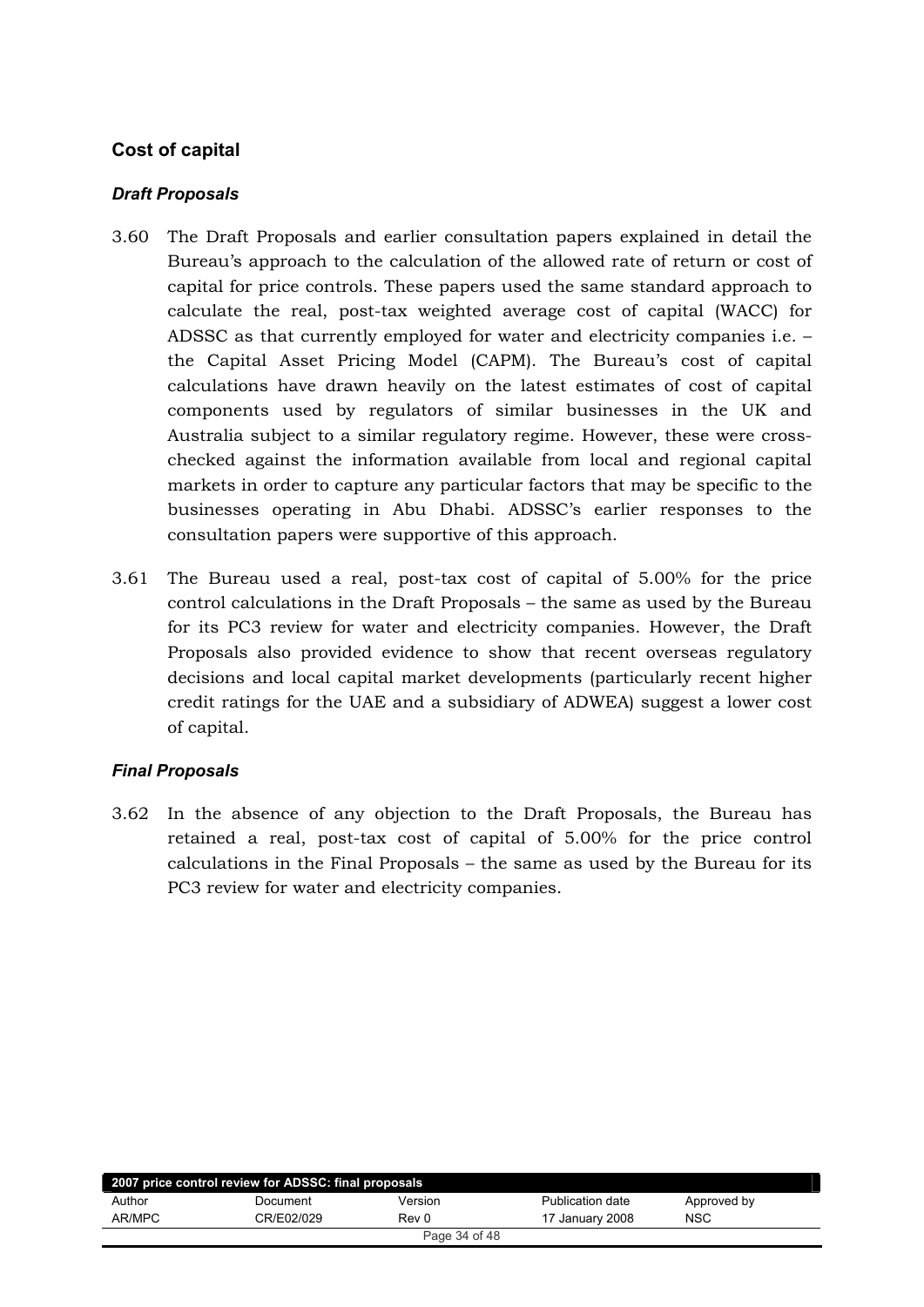## Cost of capital

### *Draft Proposals*

3.60 The Draft Proposals and earlier consultation papers explained in detail the Bureau's approach to the calculation of the allowed rate of return or cost of capital for price controls. These papers used the same standard approach to calculate the real, post-tax weighted average cost of capital (WACC) for ADSSC as that currently employed for water and electricity companies i.e. – the Capital Asset Pricing Model (CAPM). The Bureau's cost of capital calculations have drawn heavily on the latest estimates of cost of capital components used by regulators of similar businesses in the UK and Australia subject to a similar regulatory regime. However, these were cross-checked against the information available from local and regional capital markets in order to capture any particular factors that may be specific to the businesses operating in Abu Dhabi. ADSSC's earlier responses to the consultation papers were supportive of this approach.

3.61 The Bureau used a real, post-tax cost of capital of 5.00% for the price control calculations in the Draft Proposals – the same as used by the Bureau for its PC3 review for water and electricity companies. However, the Draft Proposals also provided evidence to show that recent overseas regulatory decisions and local capital market developments (particularly recent higher credit ratings for the UAE and a subsidiary of ADWEA) suggest a lower cost of capital.

### *Final Proposals*

3.62 In the absence of any objection to the Draft Proposals, the Bureau has retained a real, post-tax cost of capital of 5.00% for the price control calculations in the Final Proposals – the same as used by the Bureau for its PC3 review for water and electricity companies.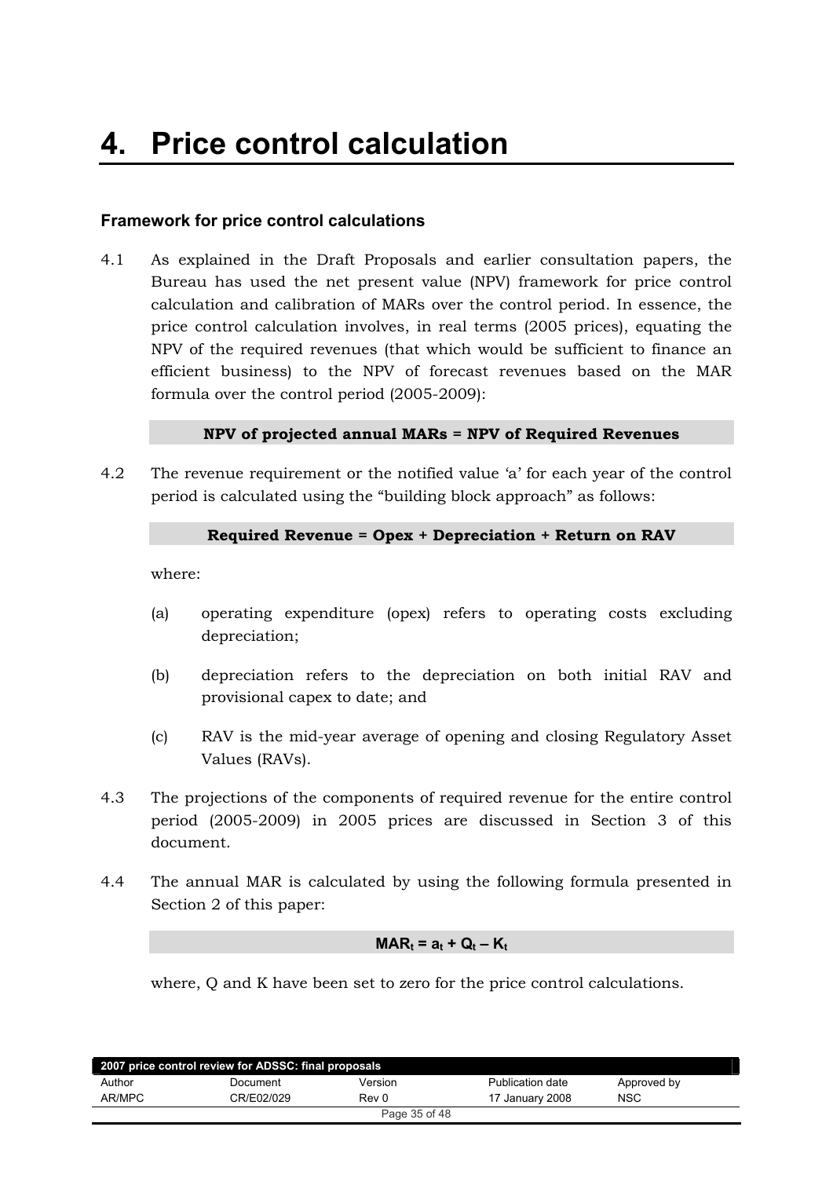# 4. Price control calculation

### Framework for price control calculations

4.1 As explained in the Draft Proposals and earlier consultation papers, the Bureau has used the net present value (NPV) framework for price control calculation and calibration of MARs over the control period. In essence, the price control calculation involves, in real terms (2005 prices), equating the NPV of the required revenues (that which would be sufficient to finance an efficient business) to the NPV of forecast revenues based on the MAR formula over the control period (2005-2009):

**NPV of projected annual MARs = NPV of Required Revenues**

4.2 The revenue requirement or the notified value 'a' for each year of the control period is calculated using the "building block approach" as follows:

**Required Revenue = Opex + Depreciation + Return on RAV**

where:

(a) operating expenditure (opex) refers to operating costs excluding depreciation;

(b) depreciation refers to the depreciation on both initial RAV and provisional capex to date; and

(c) RAV is the mid-year average of opening and closing Regulatory Asset Values (RAVs).

4.3 The projections of the components of required revenue for the entire control period (2005-2009) in 2005 prices are discussed in Section 3 of this document.

4.4 The annual MAR is calculated by using the following formula presented in Section 2 of this paper:

$$MAR_t = a_t + Q_t - K_t$$

where, Q and K have been set to zero for the price control calculations.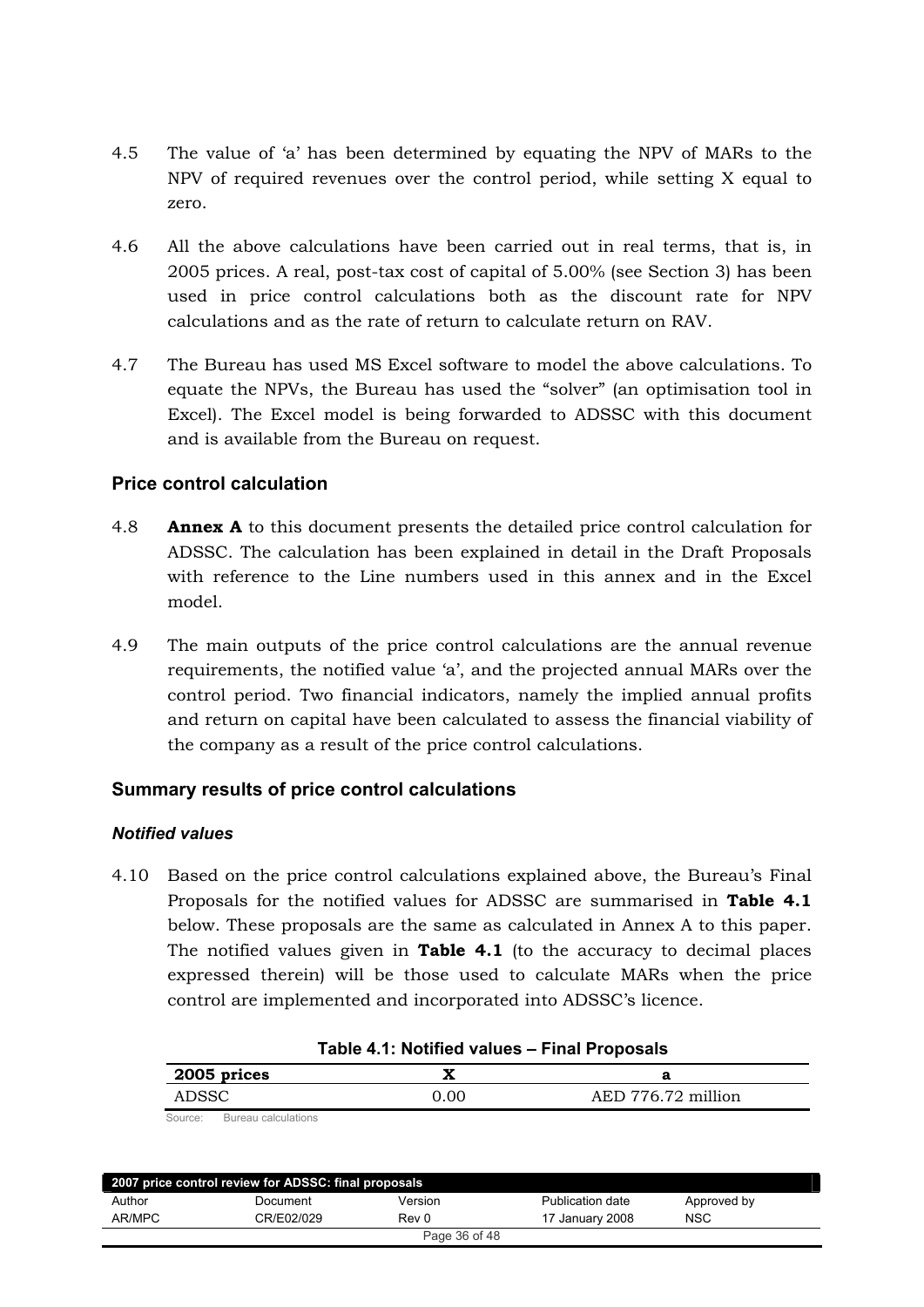4.5 The value of 'a' has been determined by equating the NPV of MARs to the NPV of required revenues over the control period, while setting X equal to zero.

4.6 All the above calculations have been carried out in real terms, that is, in 2005 prices. A real, post-tax cost of capital of 5.00% (see Section 3) has been used in price control calculations both as the discount rate for NPV calculations and as the rate of return to calculate return on RAV.

4.7 The Bureau has used MS Excel software to model the above calculations. To equate the NPVs, the Bureau has used the "solver" (an optimisation tool in Excel). The Excel model is being forwarded to ADSSC with this document and is available from the Bureau on request.

## Price control calculation

4.8 **Annex A** to this document presents the detailed price control calculation for ADSSC. The calculation has been explained in detail in the Draft Proposals with reference to the Line numbers used in this annex and in the Excel model.

4.9 The main outputs of the price control calculations are the annual revenue requirements, the notified value 'a', and the projected annual MARs over the control period. Two financial indicators, namely the implied annual profits and return on capital have been calculated to assess the financial viability of the company as a result of the price control calculations.

## Summary results of price control calculations

### *Notified values*

4.10 Based on the price control calculations explained above, the Bureau's Final Proposals for the notified values for ADSSC are summarised in **Table 4.1** below. These proposals are the same as calculated in Annex A to this paper. The notified values given in **Table 4.1** (to the accuracy to decimal places expressed therein) will be those used to calculate MARs when the price control are implemented and incorporated into ADSSC's licence.

**Table 4.1: Notified values – Final Proposals**

| 2005 prices | X | a |
|---|---|---|
| ADSSC | 0.00 | AED 776.72 million |

Source: Bureau calculations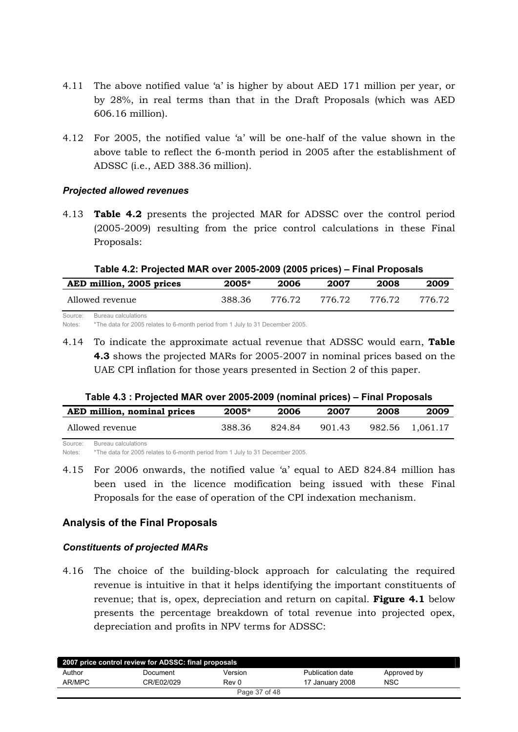4.11 The above notified value 'a' is higher by about AED 171 million per year, or by 28%, in real terms than that in the Draft Proposals (which was AED 606.16 million).

4.12 For 2005, the notified value 'a' will be one-half of the value shown in the above table to reflect the 6-month period in 2005 after the establishment of ADSSC (i.e., AED 388.36 million).

### *Projected allowed revenues*

4.13 **Table 4.2** presents the projected MAR for ADSSC over the control period (2005-2009) resulting from the price control calculations in these Final Proposals:

**Table 4.2: Projected MAR over 2005-2009 (2005 prices) – Final Proposals**

| AED million, 2005 prices | 2005* | 2006 | 2007 | 2008 | 2009 |
|---|---|---|---|---|---|
| Allowed revenue | 388.36 | 776.72 | 776.72 | 776.72 | 776.72 |

Source: Bureau calculations
Notes: *The data for 2005 relates to 6-month period from 1 July to 31 December 2005.

4.14 To indicate the approximate actual revenue that ADSSC would earn, **Table 4.3** shows the projected MARs for 2005-2007 in nominal prices based on the UAE CPI inflation for those years presented in Section 2 of this paper.

**Table 4.3 : Projected MAR over 2005-2009 (nominal prices) – Final Proposals**

| AED million, nominal prices | 2005* | 2006 | 2007 | 2008 | 2009 |
|---|---|---|---|---|---|
| Allowed revenue | 388.36 | 824.84 | 901.43 | 982.56 | 1,061.17 |

Source: Bureau calculations
Notes: *The data for 2005 relates to 6-month period from 1 July to 31 December 2005.

4.15 For 2006 onwards, the notified value 'a' equal to AED 824.84 million has been used in the licence modification being issued with these Final Proposals for the ease of operation of the CPI indexation mechanism.

## Analysis of the Final Proposals

### *Constituents of projected MARs*

4.16 The choice of the building-block approach for calculating the required revenue is intuitive in that it helps identifying the important constituents of revenue; that is, opex, depreciation and return on capital. **Figure 4.1** below presents the percentage breakdown of total revenue into projected opex, depreciation and profits in NPV terms for ADSSC: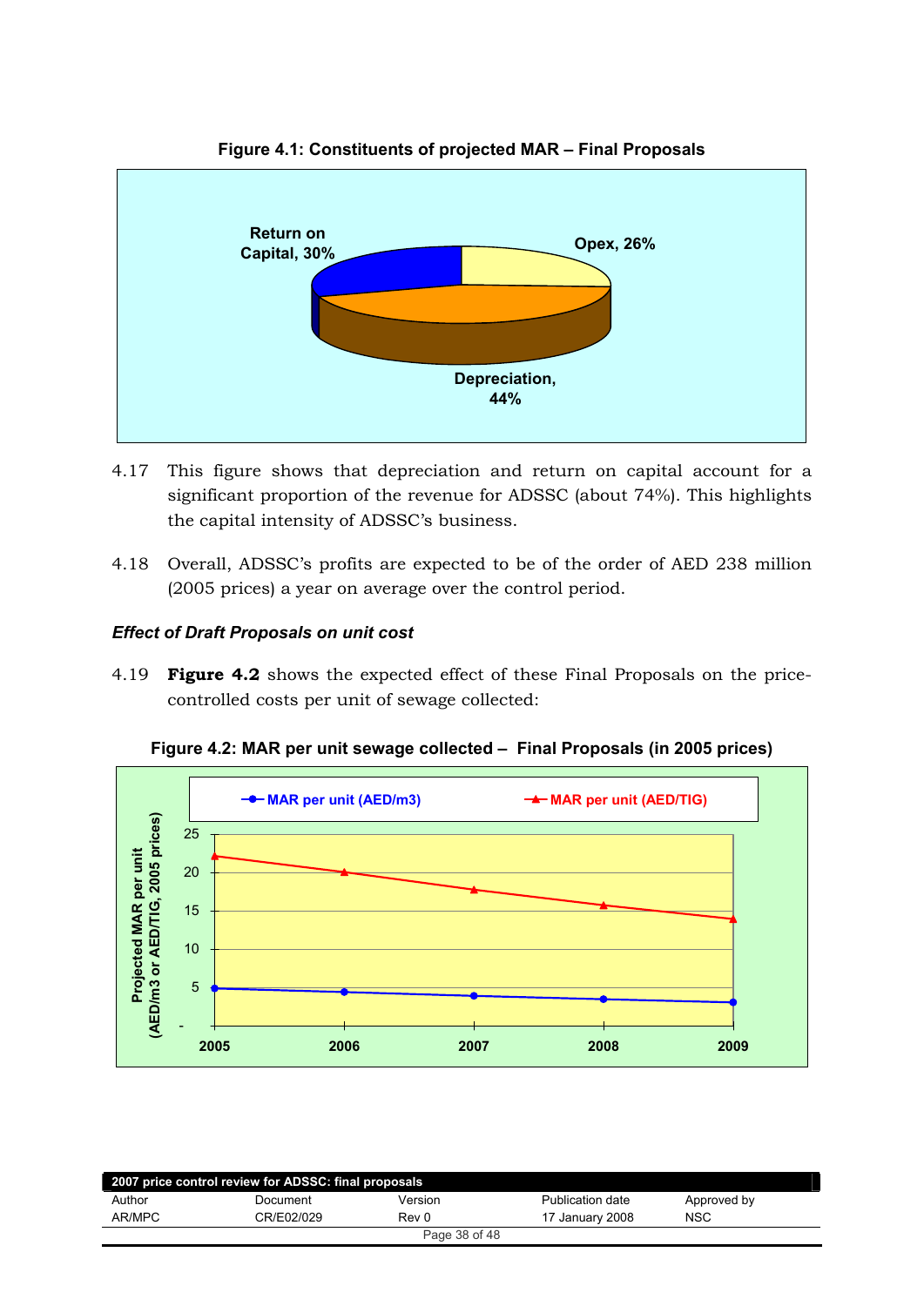**Figure 4.1: Constituents of projected MAR – Final Proposals**

4.17 This figure shows that depreciation and return on capital account for a significant proportion of the revenue for ADSSC (about 74%). This highlights the capital intensity of ADSSC's business.

4.18 Overall, ADSSC's profits are expected to be of the order of AED 238 million (2005 prices) a year on average over the control period.

### *Effect of Draft Proposals on unit cost*

4.19 **Figure 4.2** shows the expected effect of these Final Proposals on the price-controlled costs per unit of sewage collected:

**Figure 4.2: MAR per unit sewage collected – Final Proposals (in 2005 prices)**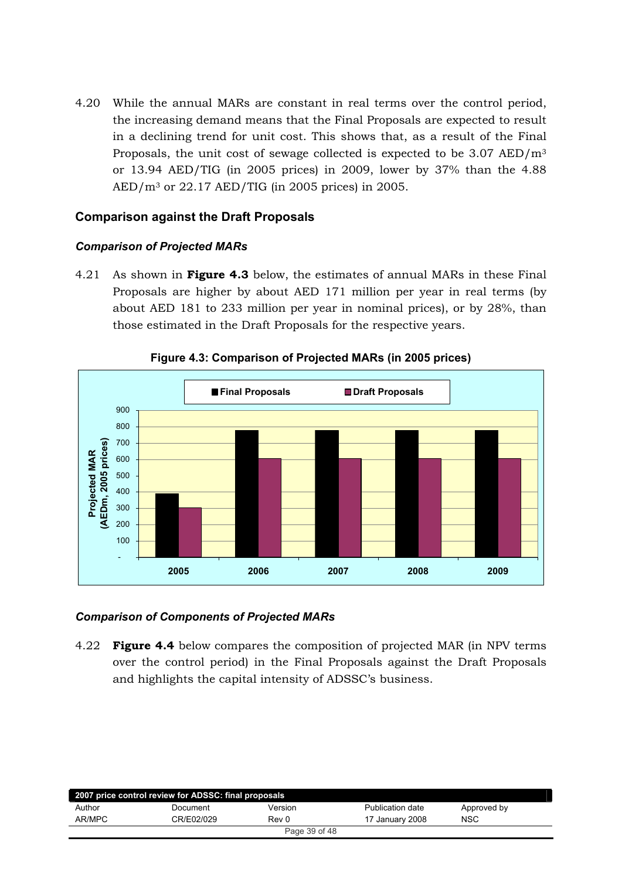4.20 While the annual MARs are constant in real terms over the control period, the increasing demand means that the Final Proposals are expected to result in a declining trend for unit cost. This shows that, as a result of the Final Proposals, the unit cost of sewage collected is expected to be 3.07 AED/$m^3$ or 13.94 AED/TIG (in 2005 prices) in 2009, lower by 37% than the 4.88 AED/$m^3$ or 22.17 AED/TIG (in 2005 prices) in 2005.

## Comparison against the Draft Proposals

### *Comparison of Projected MARs*

4.21 As shown in **Figure 4.3** below, the estimates of annual MARs in these Final Proposals are higher by about AED 171 million per year in real terms (by about AED 181 to 233 million per year in nominal prices), or by 28%, than those estimated in the Draft Proposals for the respective years.

**Figure 4.3: Comparison of Projected MARs (in 2005 prices)**

### *Comparison of Components of Projected MARs*

4.22 **Figure 4.4** below compares the composition of projected MAR (in NPV terms over the control period) in the Final Proposals against the Draft Proposals and highlights the capital intensity of ADSSC's business.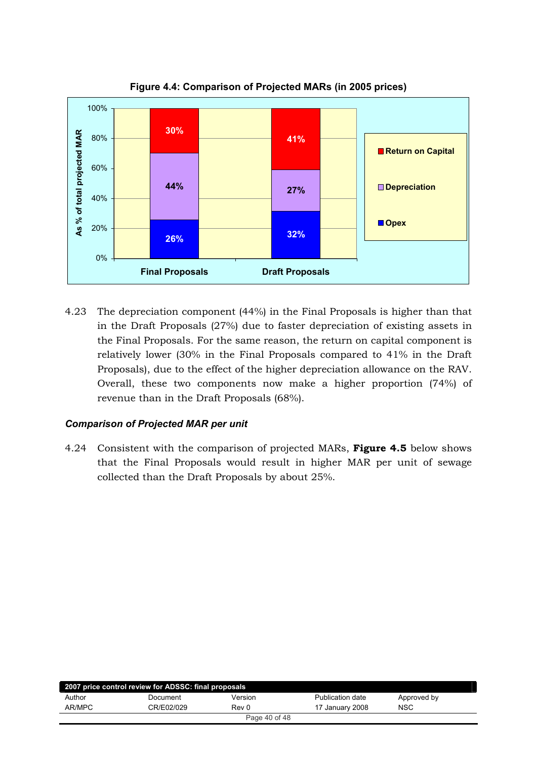**Figure 4.4: Comparison of Projected MARs (in 2005 prices)**

| As % of total projected MAR | Final Proposals | Draft Proposals |
|---|---|---|
| Return on Capital | 30% | 41% |
| Depreciation | 44% | 27% |
| Opex | 26% | 32% |

4.23 The depreciation component (44%) in the Final Proposals is higher than that in the Draft Proposals (27%) due to faster depreciation of existing assets in the Final Proposals. For the same reason, the return on capital component is relatively lower (30% in the Final Proposals compared to 41% in the Draft Proposals), due to the effect of the higher depreciation allowance on the RAV. Overall, these two components now make a higher proportion (74%) of revenue than in the Draft Proposals (68%).

### *Comparison of Projected MAR per unit*

4.24 Consistent with the comparison of projected MARs, **Figure 4.5** below shows that the Final Proposals would result in higher MAR per unit of sewage collected than the Draft Proposals by about 25%.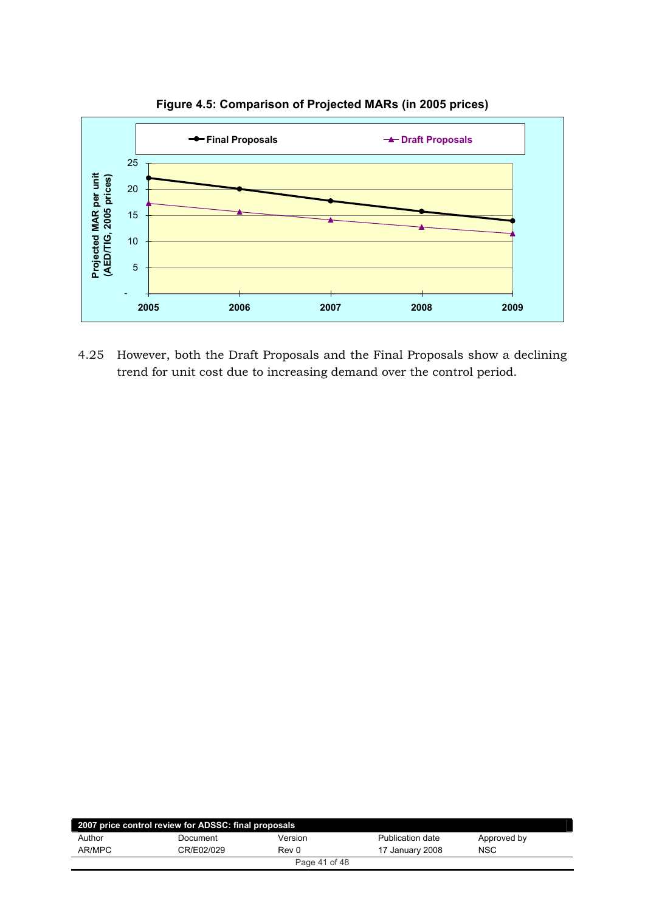**Figure 4.5: Comparison of Projected MARs (in 2005 prices)**

4.25 However, both the Draft Proposals and the Final Proposals show a declining trend for unit cost due to increasing demand over the control period.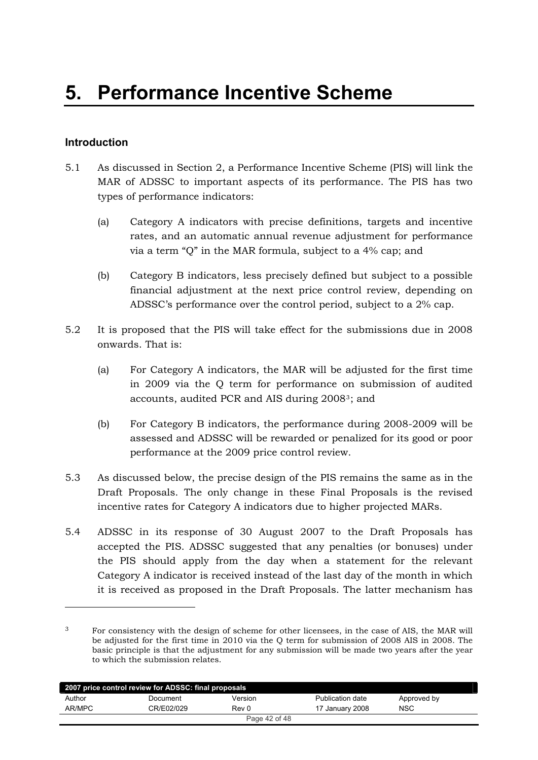# 5. Performance Incentive Scheme

## Introduction

5.1 As discussed in Section 2, a Performance Incentive Scheme (PIS) will link the MAR of ADSSC to important aspects of its performance. The PIS has two types of performance indicators:

(a) Category A indicators with precise definitions, targets and incentive rates, and an automatic annual revenue adjustment for performance via a term "Q" in the MAR formula, subject to a 4% cap; and

(b) Category B indicators, less precisely defined but subject to a possible financial adjustment at the next price control review, depending on ADSSC's performance over the control period, subject to a 2% cap.

5.2 It is proposed that the PIS will take effect for the submissions due in 2008 onwards. That is:

(a) For Category A indicators, the MAR will be adjusted for the first time in 2009 via the Q term for performance on submission of audited accounts, audited PCR and AIS during 2008[3]; and

(b) For Category B indicators, the performance during 2008-2009 will be assessed and ADSSC will be rewarded or penalized for its good or poor performance at the 2009 price control review.

5.3 As discussed below, the precise design of the PIS remains the same as in the Draft Proposals. The only change in these Final Proposals is the revised incentive rates for Category A indicators due to higher projected MARs.

5.4 ADSSC in its response of 30 August 2007 to the Draft Proposals has accepted the PIS. ADSSC suggested that any penalties (or bonuses) under the PIS should apply from the day when a statement for the relevant Category A indicator is received instead of the last day of the month in which it is received as proposed in the Draft Proposals. The latter mechanism has

[3] For consistency with the design of scheme for other licensees, in the case of AIS, the MAR will be adjusted for the first time in 2010 via the Q term for submission of 2008 AIS in 2008. The basic principle is that the adjustment for any submission will be made two years after the year to which the submission relates.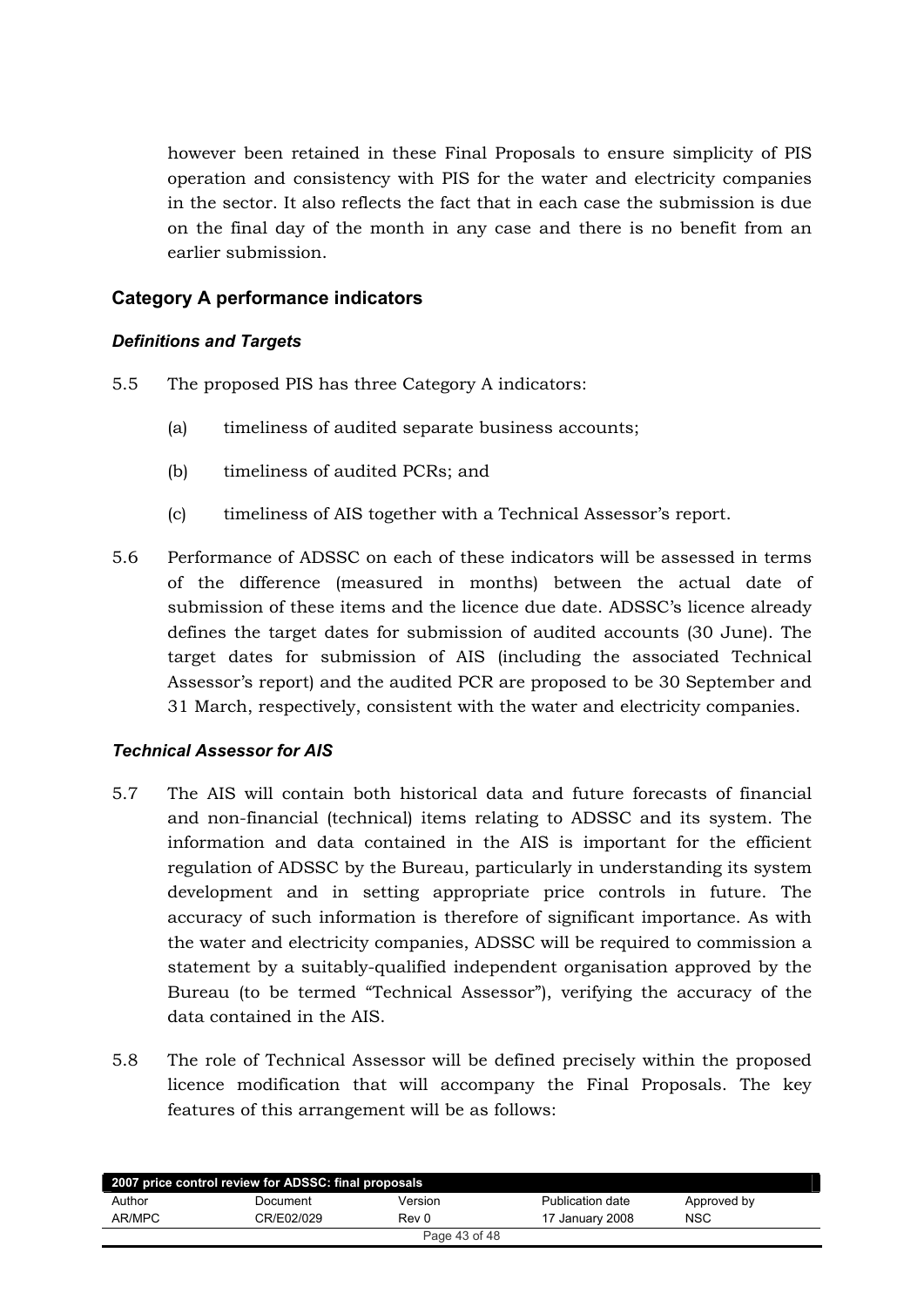however been retained in these Final Proposals to ensure simplicity of PIS operation and consistency with PIS for the water and electricity companies in the sector. It also reflects the fact that in each case the submission is due on the final day of the month in any case and there is no benefit from an earlier submission.

## Category A performance indicators

### *Definitions and Targets*

5.5 The proposed PIS has three Category A indicators:

(a) timeliness of audited separate business accounts;

(b) timeliness of audited PCRs; and

(c) timeliness of AIS together with a Technical Assessor's report.

5.6 Performance of ADSSC on each of these indicators will be assessed in terms of the difference (measured in months) between the actual date of submission of these items and the licence due date. ADSSC's licence already defines the target dates for submission of audited accounts (30 June). The target dates for submission of AIS (including the associated Technical Assessor's report) and the audited PCR are proposed to be 30 September and 31 March, respectively, consistent with the water and electricity companies.

### *Technical Assessor for AIS*

5.7 The AIS will contain both historical data and future forecasts of financial and non-financial (technical) items relating to ADSSC and its system. The information and data contained in the AIS is important for the efficient regulation of ADSSC by the Bureau, particularly in understanding its system development and in setting appropriate price controls in future. The accuracy of such information is therefore of significant importance. As with the water and electricity companies, ADSSC will be required to commission a statement by a suitably-qualified independent organisation approved by the Bureau (to be termed "Technical Assessor"), verifying the accuracy of the data contained in the AIS.

5.8 The role of Technical Assessor will be defined precisely within the proposed licence modification that will accompany the Final Proposals. The key features of this arrangement will be as follows: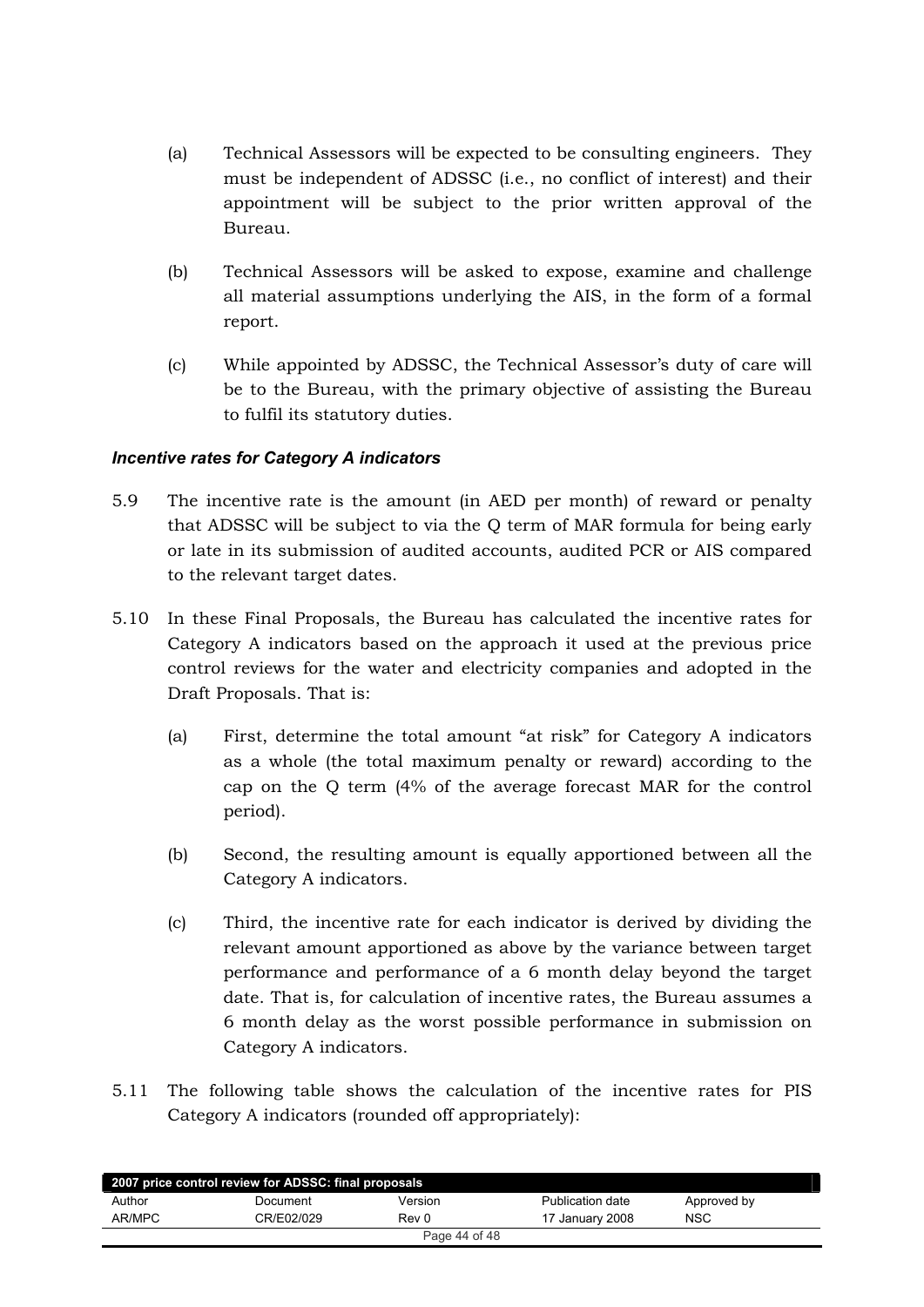(a) Technical Assessors will be expected to be consulting engineers. They must be independent of ADSSC (i.e., no conflict of interest) and their appointment will be subject to the prior written approval of the Bureau.

(b) Technical Assessors will be asked to expose, examine and challenge all material assumptions underlying the AIS, in the form of a formal report.

(c) While appointed by ADSSC, the Technical Assessor's duty of care will be to the Bureau, with the primary objective of assisting the Bureau to fulfil its statutory duties.

### *Incentive rates for Category A indicators*

5.9 The incentive rate is the amount (in AED per month) of reward or penalty that ADSSC will be subject to via the Q term of MAR formula for being early or late in its submission of audited accounts, audited PCR or AIS compared to the relevant target dates.

5.10 In these Final Proposals, the Bureau has calculated the incentive rates for Category A indicators based on the approach it used at the previous price control reviews for the water and electricity companies and adopted in the Draft Proposals. That is:

(a) First, determine the total amount "at risk" for Category A indicators as a whole (the total maximum penalty or reward) according to the cap on the Q term (4% of the average forecast MAR for the control period).

(b) Second, the resulting amount is equally apportioned between all the Category A indicators.

(c) Third, the incentive rate for each indicator is derived by dividing the relevant amount apportioned as above by the variance between target performance and performance of a 6 month delay beyond the target date. That is, for calculation of incentive rates, the Bureau assumes a 6 month delay as the worst possible performance in submission on Category A indicators.

5.11 The following table shows the calculation of the incentive rates for PIS Category A indicators (rounded off appropriately):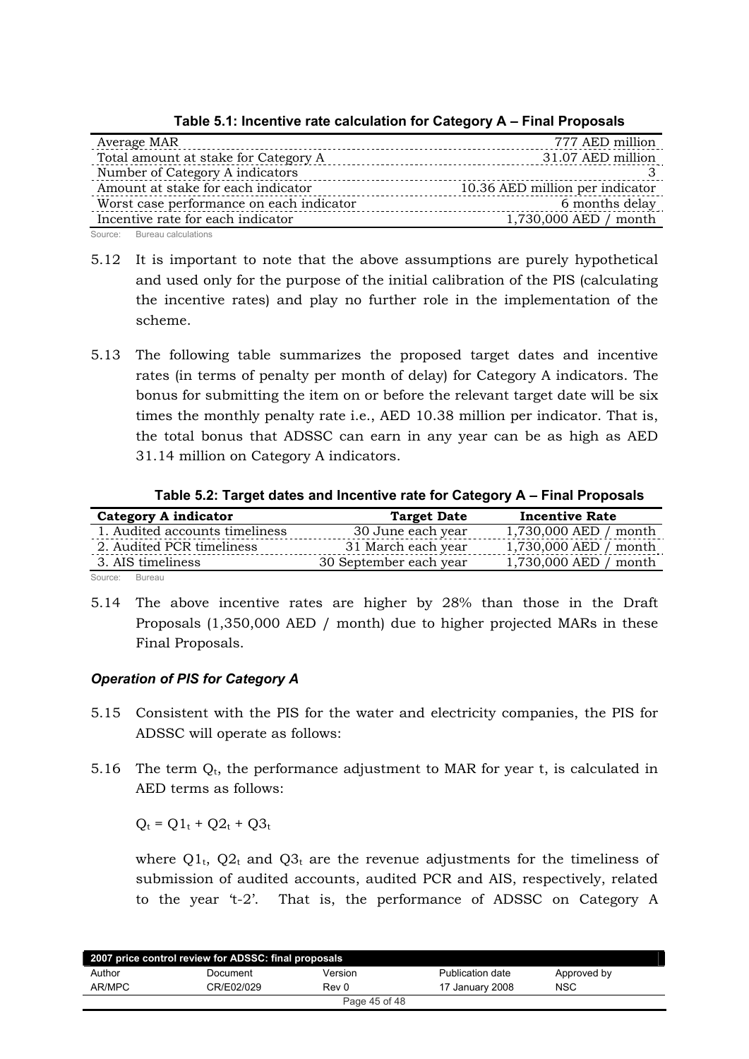**Table 5.1: Incentive rate calculation for Category A – Final Proposals**

| | |
|---|---|
| Average MAR | 777 AED million |
| Total amount at stake for Category A | 31.07 AED million |
| Number of Category A indicators | 3 |
| Amount at stake for each indicator | 10.36 AED million per indicator |
| Worst case performance on each indicator | 6 months delay |
| Incentive rate for each indicator | 1,730,000 AED / month |

Source: Bureau calculations

5.12 It is important to note that the above assumptions are purely hypothetical and used only for the purpose of the initial calibration of the PIS (calculating the incentive rates) and play no further role in the implementation of the scheme.

5.13 The following table summarizes the proposed target dates and incentive rates (in terms of penalty per month of delay) for Category A indicators. The bonus for submitting the item on or before the relevant target date will be six times the monthly penalty rate i.e., AED 10.38 million per indicator. That is, the total bonus that ADSSC can earn in any year can be as high as AED 31.14 million on Category A indicators.

**Table 5.2: Target dates and Incentive rate for Category A – Final Proposals**

| Category A indicator | Target Date | Incentive Rate |
|---|---|---|
| 1. Audited accounts timeliness | 30 June each year | 1,730,000 AED / month |
| 2. Audited PCR timeliness | 31 March each year | 1,730,000 AED / month |
| 3. AIS timeliness | 30 September each year | 1,730,000 AED / month |

Source: Bureau

5.14 The above incentive rates are higher by 28% than those in the Draft Proposals (1,350,000 AED / month) due to higher projected MARs in these Final Proposals.

### *Operation of PIS for Category A*

5.15 Consistent with the PIS for the water and electricity companies, the PIS for ADSSC will operate as follows:

5.16 The term $Q_t$, the performance adjustment to MAR for year t, is calculated in AED terms as follows:

$$Q_t = Q1_t + Q2_t + Q3_t$$

where $Q1_t$, $Q2_t$ and $Q3_t$ are the revenue adjustments for the timeliness of submission of audited accounts, audited PCR and AIS, respectively, related to the year 't-2'. That is, the performance of ADSSC on Category A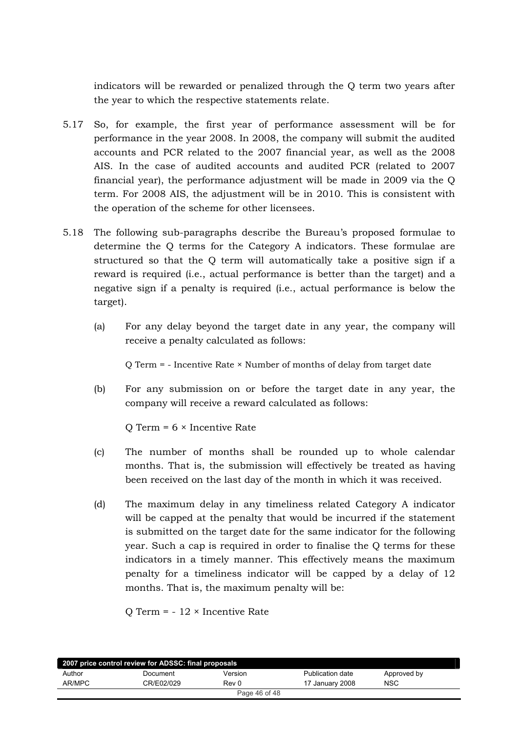indicators will be rewarded or penalized through the Q term two years after the year to which the respective statements relate.

5.17 So, for example, the first year of performance assessment will be for performance in the year 2008. In 2008, the company will submit the audited accounts and PCR related to the 2007 financial year, as well as the 2008 AIS. In the case of audited accounts and audited PCR (related to 2007 financial year), the performance adjustment will be made in 2009 via the Q term. For 2008 AIS, the adjustment will be in 2010. This is consistent with the operation of the scheme for other licensees.

5.18 The following sub-paragraphs describe the Bureau's proposed formulae to determine the Q terms for the Category A indicators. These formulae are structured so that the Q term will automatically take a positive sign if a reward is required (i.e., actual performance is better than the target) and a negative sign if a penalty is required (i.e., actual performance is below the target).

(a) For any delay beyond the target date in any year, the company will receive a penalty calculated as follows:

Q Term = - Incentive Rate × Number of months of delay from target date

(b) For any submission on or before the target date in any year, the company will receive a reward calculated as follows:

Q Term = 6 × Incentive Rate

(c) The number of months shall be rounded up to whole calendar months. That is, the submission will effectively be treated as having been received on the last day of the month in which it was received.

(d) The maximum delay in any timeliness related Category A indicator will be capped at the penalty that would be incurred if the statement is submitted on the target date for the same indicator for the following year. Such a cap is required in order to finalise the Q terms for these indicators in a timely manner. This effectively means the maximum penalty for a timeliness indicator will be capped by a delay of 12 months. That is, the maximum penalty will be:

Q Term = - 12 × Incentive Rate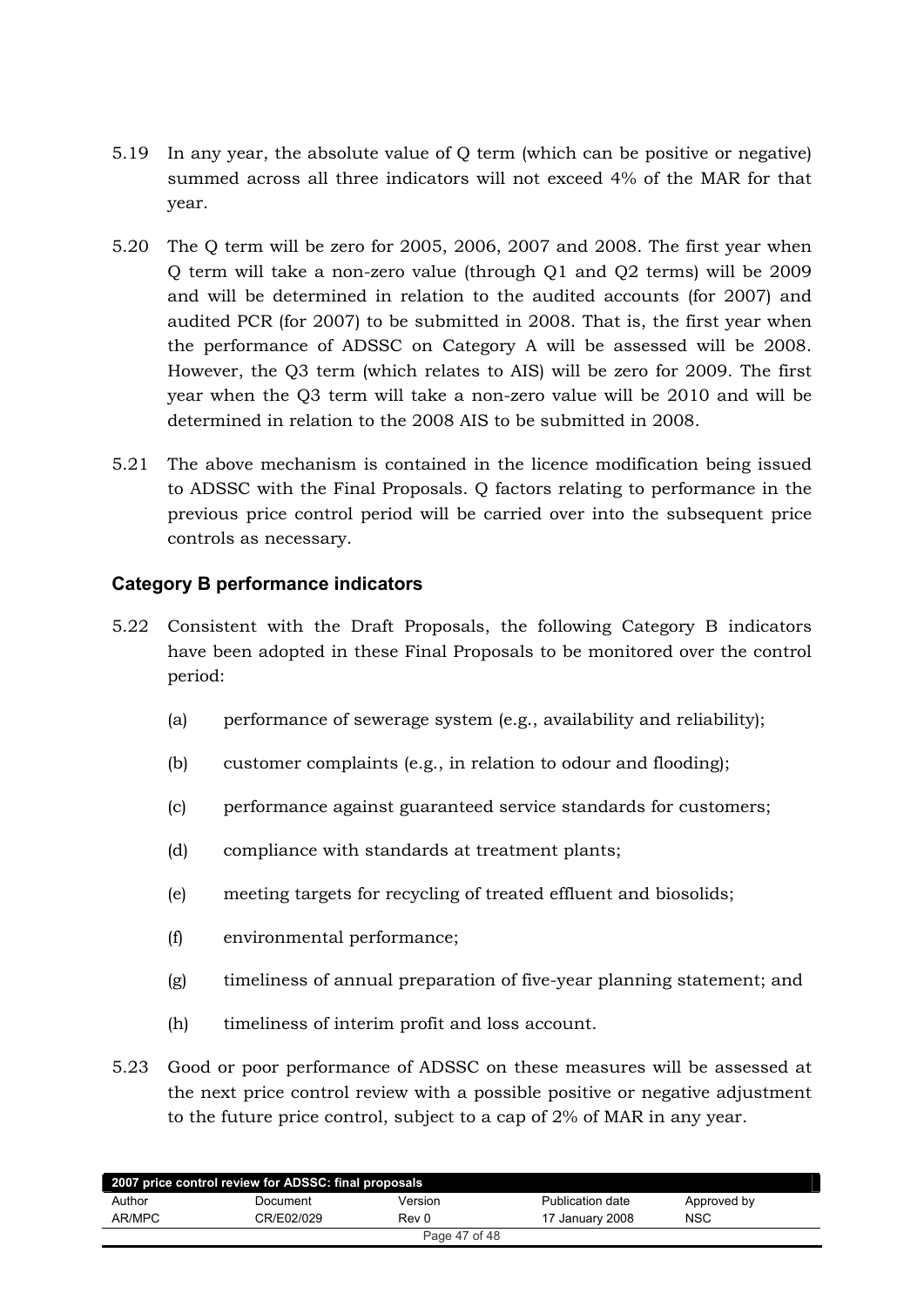5.19 In any year, the absolute value of Q term (which can be positive or negative) summed across all three indicators will not exceed 4% of the MAR for that year.

5.20 The Q term will be zero for 2005, 2006, 2007 and 2008. The first year when Q term will take a non-zero value (through Q1 and Q2 terms) will be 2009 and will be determined in relation to the audited accounts (for 2007) and audited PCR (for 2007) to be submitted in 2008. That is, the first year when the performance of ADSSC on Category A will be assessed will be 2008. However, the Q3 term (which relates to AIS) will be zero for 2009. The first year when the Q3 term will take a non-zero value will be 2010 and will be determined in relation to the 2008 AIS to be submitted in 2008.

5.21 The above mechanism is contained in the licence modification being issued to ADSSC with the Final Proposals. Q factors relating to performance in the previous price control period will be carried over into the subsequent price controls as necessary.

### Category B performance indicators

5.22 Consistent with the Draft Proposals, the following Category B indicators have been adopted in these Final Proposals to be monitored over the control period:

(a) performance of sewerage system (e.g., availability and reliability);

(b) customer complaints (e.g., in relation to odour and flooding);

(c) performance against guaranteed service standards for customers;

(d) compliance with standards at treatment plants;

(e) meeting targets for recycling of treated effluent and biosolids;

(f) environmental performance;

(g) timeliness of annual preparation of five-year planning statement; and

(h) timeliness of interim profit and loss account.

5.23 Good or poor performance of ADSSC on these measures will be assessed at the next price control review with a possible positive or negative adjustment to the future price control, subject to a cap of 2% of MAR in any year.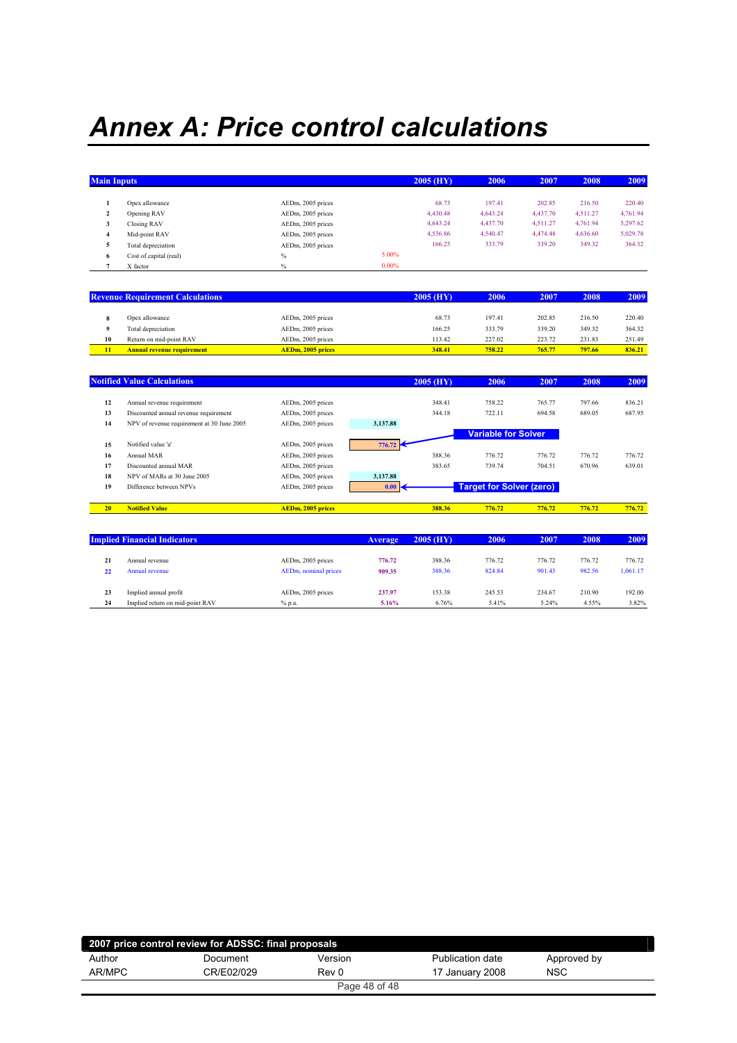# Annex A: Price control calculations

| Main Inputs | | | | 2005 (HY) | 2006 | 2007 | 2008 | 2009 |
|---|---|---|---|---|---|---|---|---|
| 1 | Opex allowance | AEDm, 2005 prices | | 68.73 | 197.41 | 202.85 | 216.50 | 220.40 |
| 2 | Opening RAV | AEDm, 2005 prices | | 4,430.48 | 4,643.24 | 4,437.70 | 4,511.27 | 4,761.94 |
| 3 | Closing RAV | AEDm, 2005 prices | | 4,643.24 | 4,437.70 | 4,511.27 | 4,761.94 | 5,297.62 |
| 4 | Mid-point RAV | AEDm, 2005 prices | | 4,536.86 | 4,540.47 | 4,474.48 | 4,636.60 | 5,029.78 |
| 5 | Total depreciation | AEDm, 2005 prices | | 166.25 | 333.79 | 339.20 | 349.32 | 364.32 |
| 6 | Cost of capital (real) | % | 5.00% | | | | | |
| 7 | X factor | % | 0.00% | | | | | |

| Revenue Requirement Calculations | | | | 2005 (HY) | 2006 | 2007 | 2008 | 2009 |
|---|---|---|---|---|---|---|---|---|
| 8 | Opex allowance | AEDm, 2005 prices | | 68.73 | 197.41 | 202.85 | 216.50 | 220.40 |
| 9 | Total depreciation | AEDm, 2005 prices | | 166.25 | 333.79 | 339.20 | 349.32 | 364.32 |
| 10 | Return on mid-point RAV | AEDm, 2005 prices | | 113.42 | 227.02 | 223.72 | 231.83 | 251.49 |
| **11** | **Annual revenue requirement** | **AEDm, 2005 prices** | | **348.41** | **758.22** | **765.77** | **797.66** | **836.21** |

| Notified Value Calculations | | | | 2005 (HY) | 2006 | 2007 | 2008 | 2009 |
|---|---|---|---|---|---|---|---|---|
| 12 | Annual revenue requirement | AEDm, 2005 prices | | 348.41 | 758.22 | 765.77 | 797.66 | 836.21 |
| 13 | Discounted annual revenue requirement | AEDm, 2005 prices | | 344.18 | 722.11 | 694.58 | 689.05 | 687.95 |
| 14 | NPV of revenue requirement at 30 June 2005 | AEDm, 2005 prices | 3,137.88 | | | | | |
| 15 | Notified value 'a' | AEDm, 2005 prices | 776.72 | | Variable for Solver | | | |
| 16 | Annual MAR | AEDm, 2005 prices | | 388.36 | 776.72 | 776.72 | 776.72 | 776.72 |
| 17 | Discounted annual MAR | AEDm, 2005 prices | | 383.65 | 739.74 | 704.51 | 670.96 | 639.01 |
| 18 | NPV of MARs at 30 June 2005 | AEDm, 2005 prices | 3,137.88 | | | | | |
| 19 | Difference between NPVs | AEDm, 2005 prices | 0.00 | | Target for Solver (zero) | | | |
| **20** | **Notified Value** | **AEDm, 2005 prices** | | **388.36** | **776.72** | **776.72** | **776.72** | **776.72** |

| Implied Financial Indicators | | | Average | 2005 (HY) | 2006 | 2007 | 2008 | 2009 |
|---|---|---|---|---|---|---|---|---|
| 21 | Annual revenue | AEDm, 2005 prices | 776.72 | 388.36 | 776.72 | 776.72 | 776.72 | 776.72 |
| 22 | Annual revenue | AEDm, nominal prices | 909.35 | 388.36 | 824.84 | 901.43 | 982.56 | 1,061.17 |
| 23 | Implied annual profit | AEDm, 2005 prices | 237.97 | 153.38 | 245.53 | 234.67 | 210.90 | 192.00 |
| 24 | Implied return on mid-point RAV | % p.a. | 5.16% | 6.76% | 5.41% | 5.24% | 4.55% | 3.82% |